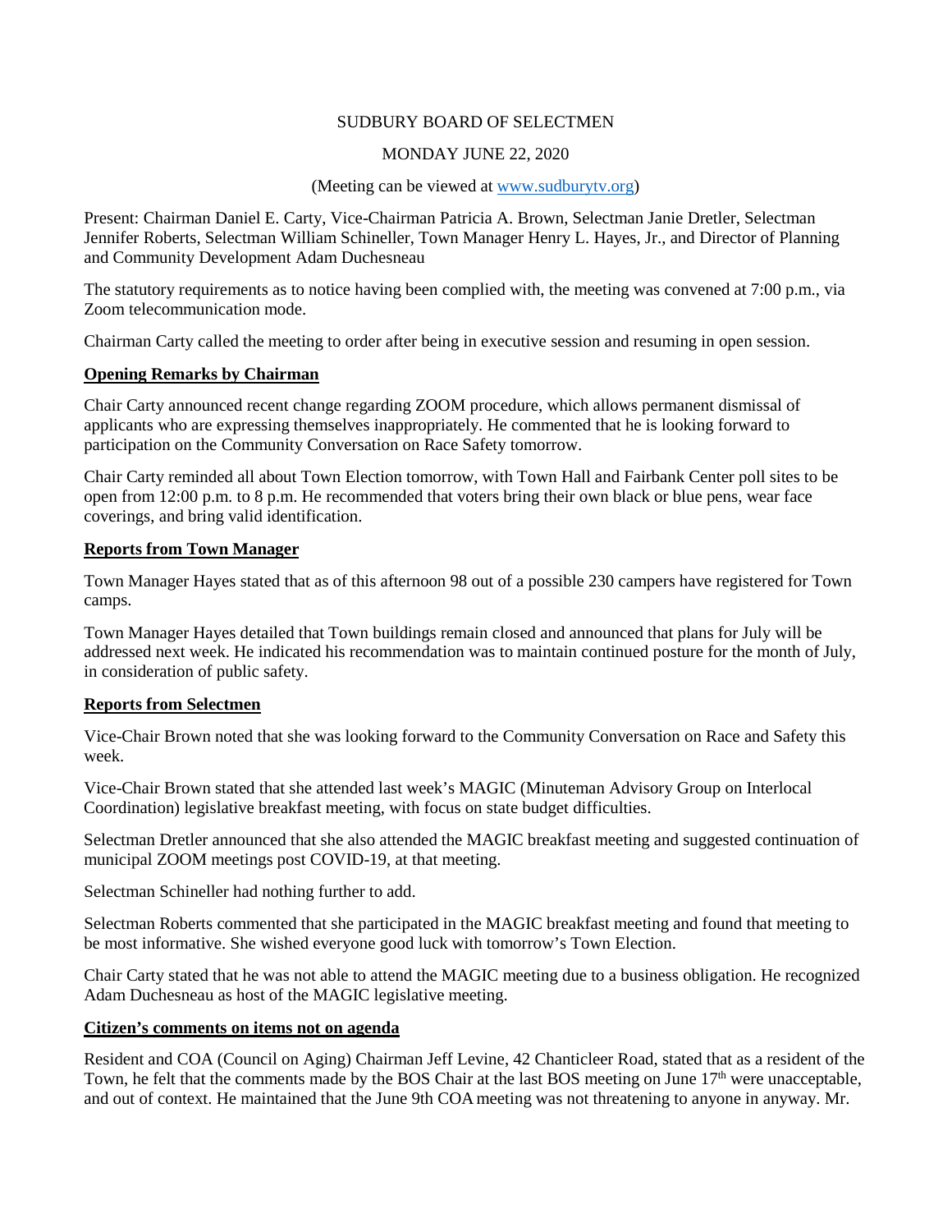SUDBURY BOARD OF SELECTMEN

MONDAY JUNE 22, 2020

(Meeting can be viewed at www.sudburytv.org)

Present: Chairman Daniel E. Carty, Vice-Chairman Patricia A. Brown, Selectman Janie Dretler, Selectman Jennifer Roberts, Selectman William Schineller, Town Manager Henry L. Hayes, Jr., and Director of Planning and Community Development Adam Duchesneau

The statutory requirements as to notice having been complied with, the meeting was convened at 7:00 p.m., via Zoom telecommunication mode.

Chairman Carty called the meeting to order after being in executive session and resuming in open session.

**Opening Remarks by Chairman**

Chair Carty announced recent change regarding ZOOM procedure, which allows permanent dismissal of applicants who are expressing themselves inappropriately. He commented that he is looking forward to participation on the Community Conversation on Race Safety tomorrow.

Chair Carty reminded all about Town Election tomorrow, with Town Hall and Fairbank Center poll sites to be open from 12:00 p.m. to 8 p.m. He recommended that voters bring their own black or blue pens, wear face coverings, and bring valid identification.

**Reports from Town Manager**

Town Manager Hayes stated that as of this afternoon 98 out of a possible 230 campers have registered for Town camps.

Town Manager Hayes detailed that Town buildings remain closed and announced that plans for July will be addressed next week. He indicated his recommendation was to maintain continued posture for the month of July, in consideration of public safety.

**Reports from Selectmen**

Vice-Chair Brown noted that she was looking forward to the Community Conversation on Race and Safety this week.

Vice-Chair Brown stated that she attended last week's MAGIC (Minuteman Advisory Group on Interlocal Coordination) legislative breakfast meeting, with focus on state budget difficulties.

Selectman Dretler announced that she also attended the MAGIC breakfast meeting and suggested continuation of municipal ZOOM meetings post COVID-19, at that meeting.

Selectman Schineller had nothing further to add.

Selectman Roberts commented that she participated in the MAGIC breakfast meeting and found that meeting to be most informative. She wished everyone good luck with tomorrow's Town Election.

Chair Carty stated that he was not able to attend the MAGIC meeting due to a business obligation. He recognized Adam Duchesneau as host of the MAGIC legislative meeting.

**Citizen's comments on items not on agenda**

Resident and COA (Council on Aging) Chairman Jeff Levine, 42 Chanticleer Road, stated that as a resident of the Town, he felt that the comments made by the BOS Chair at the last BOS meeting on June 17th were unacceptable, and out of context. He maintained that the June 9th COA meeting was not threatening to anyone in anyway. Mr.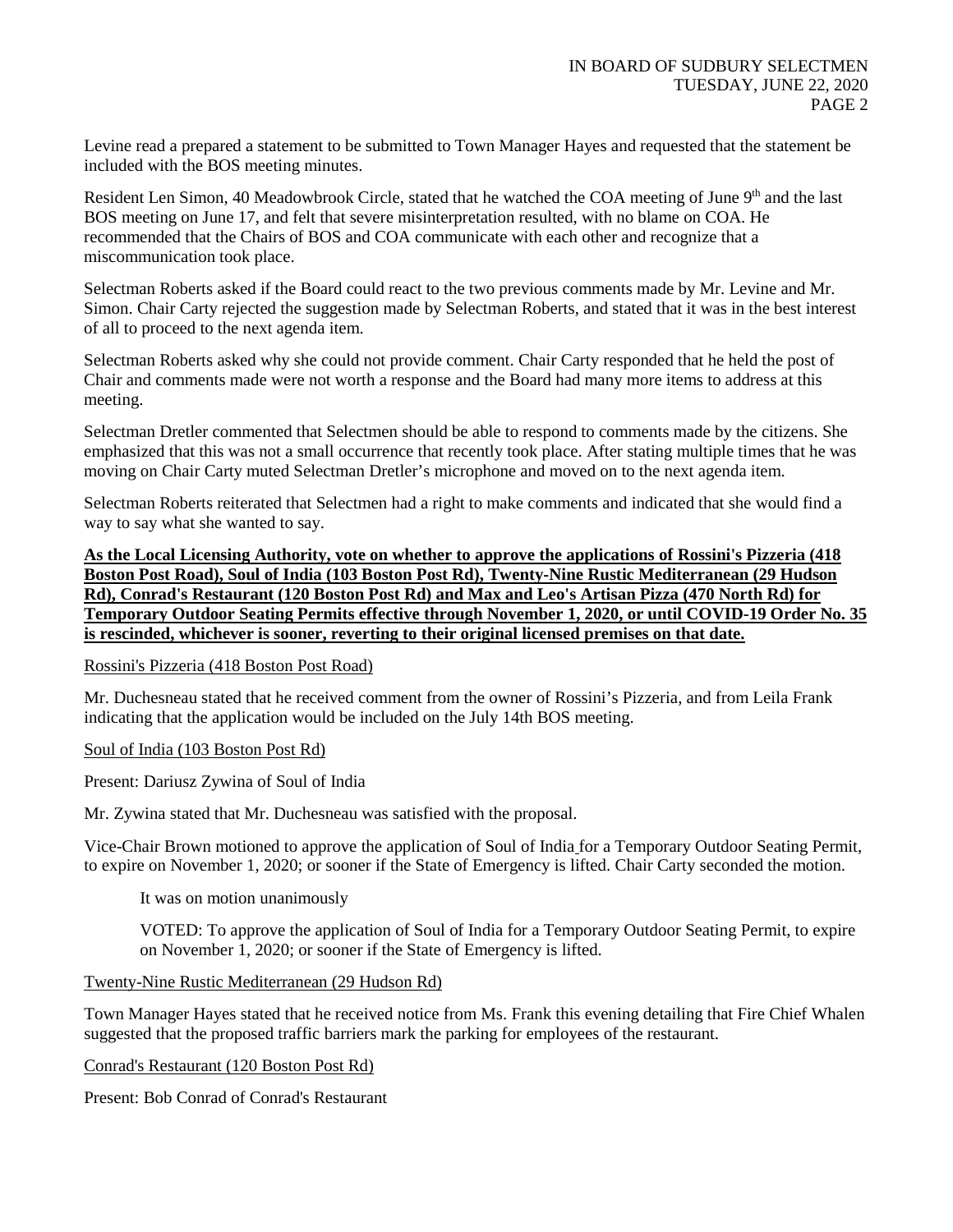Levine read a prepared a statement to be submitted to Town Manager Hayes and requested that the statement be included with the BOS meeting minutes.

Resident Len Simon, 40 Meadowbrook Circle, stated that he watched the COA meeting of June 9th and the last BOS meeting on June 17, and felt that severe misinterpretation resulted, with no blame on COA. He recommended that the Chairs of BOS and COA communicate with each other and recognize that a miscommunication took place.

Selectman Roberts asked if the Board could react to the two previous comments made by Mr. Levine and Mr. Simon. Chair Carty rejected the suggestion made by Selectman Roberts, and stated that it was in the best interest of all to proceed to the next agenda item.

Selectman Roberts asked why she could not provide comment. Chair Carty responded that he held the post of Chair and comments made were not worth a response and the Board had many more items to address at this meeting.

Selectman Dretler commented that Selectmen should be able to respond to comments made by the citizens. She emphasized that this was not a small occurrence that recently took place. After stating multiple times that he was moving on Chair Carty muted Selectman Dretler's microphone and moved on to the next agenda item.

Selectman Roberts reiterated that Selectmen had a right to make comments and indicated that she would find a way to say what she wanted to say.

**As the Local Licensing Authority, vote on whether to approve the applications of Rossini's Pizzeria (418 Boston Post Road), Soul of India (103 Boston Post Rd), Twenty-Nine Rustic Mediterranean (29 Hudson Rd), Conrad's Restaurant (120 Boston Post Rd) and Max and Leo's Artisan Pizza (470 North Rd) for Temporary Outdoor Seating Permits effective through November 1, 2020, or until COVID-19 Order No. 35 is rescinded, whichever is sooner, reverting to their original licensed premises on that date.**

Rossini's Pizzeria (418 Boston Post Road)

Mr. Duchesneau stated that he received comment from the owner of Rossini's Pizzeria, and from Leila Frank indicating that the application would be included on the July 14th BOS meeting.

Soul of India (103 Boston Post Rd)

Present: Dariusz Zywina of Soul of India

Mr. Zywina stated that Mr. Duchesneau was satisfied with the proposal.

Vice-Chair Brown motioned to approve the application of Soul of India for a Temporary Outdoor Seating Permit, to expire on November 1, 2020; or sooner if the State of Emergency is lifted. Chair Carty seconded the motion.

It was on motion unanimously

VOTED: To approve the application of Soul of India for a Temporary Outdoor Seating Permit, to expire on November 1, 2020; or sooner if the State of Emergency is lifted.

Twenty-Nine Rustic Mediterranean (29 Hudson Rd)

Town Manager Hayes stated that he received notice from Ms. Frank this evening detailing that Fire Chief Whalen suggested that the proposed traffic barriers mark the parking for employees of the restaurant.

Conrad's Restaurant (120 Boston Post Rd)

Present: Bob Conrad of Conrad's Restaurant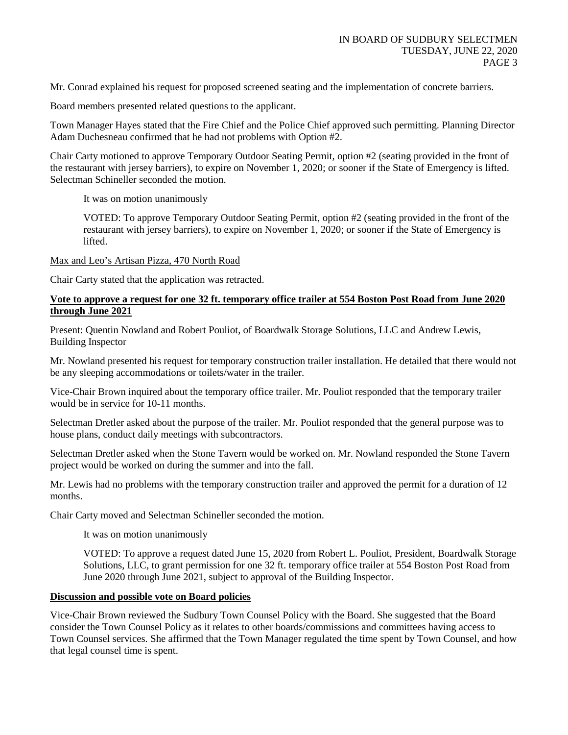Mr. Conrad explained his request for proposed screened seating and the implementation of concrete barriers.

Board members presented related questions to the applicant.

Town Manager Hayes stated that the Fire Chief and the Police Chief approved such permitting. Planning Director Adam Duchesneau confirmed that he had not problems with Option #2.

Chair Carty motioned to approve Temporary Outdoor Seating Permit, option #2 (seating provided in the front of the restaurant with jersey barriers), to expire on November 1, 2020; or sooner if the State of Emergency is lifted. Selectman Schineller seconded the motion.

> It was on motion unanimously
>
> VOTED: To approve Temporary Outdoor Seating Permit, option #2 (seating provided in the front of the restaurant with jersey barriers), to expire on November 1, 2020; or sooner if the State of Emergency is lifted.

<u>Max and Leo's Artisan Pizza, 470 North Road</u>

Chair Carty stated that the application was retracted.

**<u>Vote to approve a request for one 32 ft. temporary office trailer at 554 Boston Post Road from June 2020 through June 2021</u>**

Present: Quentin Nowland and Robert Pouliot, of Boardwalk Storage Solutions, LLC and Andrew Lewis, Building Inspector

Mr. Nowland presented his request for temporary construction trailer installation. He detailed that there would not be any sleeping accommodations or toilets/water in the trailer.

Vice-Chair Brown inquired about the temporary office trailer. Mr. Pouliot responded that the temporary trailer would be in service for 10-11 months.

Selectman Dretler asked about the purpose of the trailer. Mr. Pouliot responded that the general purpose was to house plans, conduct daily meetings with subcontractors.

Selectman Dretler asked when the Stone Tavern would be worked on. Mr. Nowland responded the Stone Tavern project would be worked on during the summer and into the fall.

Mr. Lewis had no problems with the temporary construction trailer and approved the permit for a duration of 12 months.

Chair Carty moved and Selectman Schineller seconded the motion.

> It was on motion unanimously
>
> VOTED: To approve a request dated June 15, 2020 from Robert L. Pouliot, President, Boardwalk Storage Solutions, LLC, to grant permission for one 32 ft. temporary office trailer at 554 Boston Post Road from June 2020 through June 2021, subject to approval of the Building Inspector.

**<u>Discussion and possible vote on Board policies</u>**

Vice-Chair Brown reviewed the Sudbury Town Counsel Policy with the Board. She suggested that the Board consider the Town Counsel Policy as it relates to other boards/commissions and committees having access to Town Counsel services. She affirmed that the Town Manager regulated the time spent by Town Counsel, and how that legal counsel time is spent.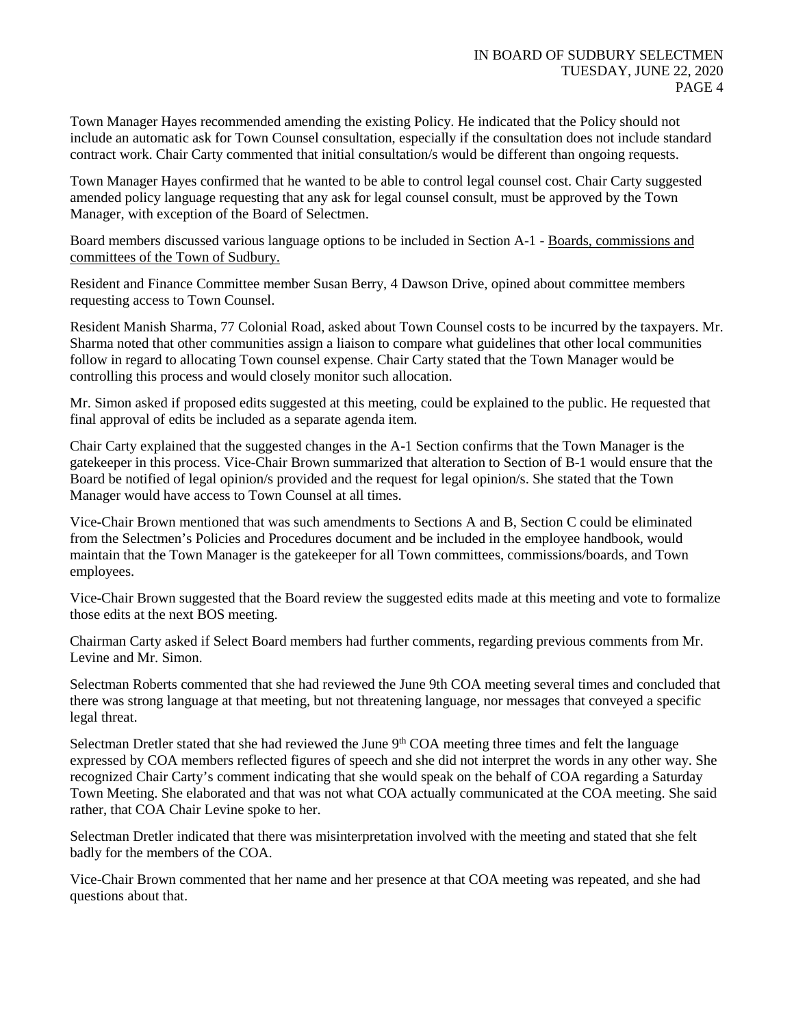Town Manager Hayes recommended amending the existing Policy. He indicated that the Policy should not include an automatic ask for Town Counsel consultation, especially if the consultation does not include standard contract work. Chair Carty commented that initial consultation/s would be different than ongoing requests.

Town Manager Hayes confirmed that he wanted to be able to control legal counsel cost. Chair Carty suggested amended policy language requesting that any ask for legal counsel consult, must be approved by the Town Manager, with exception of the Board of Selectmen.

Board members discussed various language options to be included in Section A-1 - Boards, commissions and committees of the Town of Sudbury.

Resident and Finance Committee member Susan Berry, 4 Dawson Drive, opined about committee members requesting access to Town Counsel.

Resident Manish Sharma, 77 Colonial Road, asked about Town Counsel costs to be incurred by the taxpayers. Mr. Sharma noted that other communities assign a liaison to compare what guidelines that other local communities follow in regard to allocating Town counsel expense. Chair Carty stated that the Town Manager would be controlling this process and would closely monitor such allocation.

Mr. Simon asked if proposed edits suggested at this meeting, could be explained to the public. He requested that final approval of edits be included as a separate agenda item.

Chair Carty explained that the suggested changes in the A-1 Section confirms that the Town Manager is the gatekeeper in this process. Vice-Chair Brown summarized that alteration to Section of B-1 would ensure that the Board be notified of legal opinion/s provided and the request for legal opinion/s. She stated that the Town Manager would have access to Town Counsel at all times.

Vice-Chair Brown mentioned that was such amendments to Sections A and B, Section C could be eliminated from the Selectmen's Policies and Procedures document and be included in the employee handbook, would maintain that the Town Manager is the gatekeeper for all Town committees, commissions/boards, and Town employees.

Vice-Chair Brown suggested that the Board review the suggested edits made at this meeting and vote to formalize those edits at the next BOS meeting.

Chairman Carty asked if Select Board members had further comments, regarding previous comments from Mr. Levine and Mr. Simon.

Selectman Roberts commented that she had reviewed the June 9th COA meeting several times and concluded that there was strong language at that meeting, but not threatening language, nor messages that conveyed a specific legal threat.

Selectman Dretler stated that she had reviewed the June 9th COA meeting three times and felt the language expressed by COA members reflected figures of speech and she did not interpret the words in any other way. She recognized Chair Carty's comment indicating that she would speak on the behalf of COA regarding a Saturday Town Meeting. She elaborated and that was not what COA actually communicated at the COA meeting. She said rather, that COA Chair Levine spoke to her.

Selectman Dretler indicated that there was misinterpretation involved with the meeting and stated that she felt badly for the members of the COA.

Vice-Chair Brown commented that her name and her presence at that COA meeting was repeated, and she had questions about that.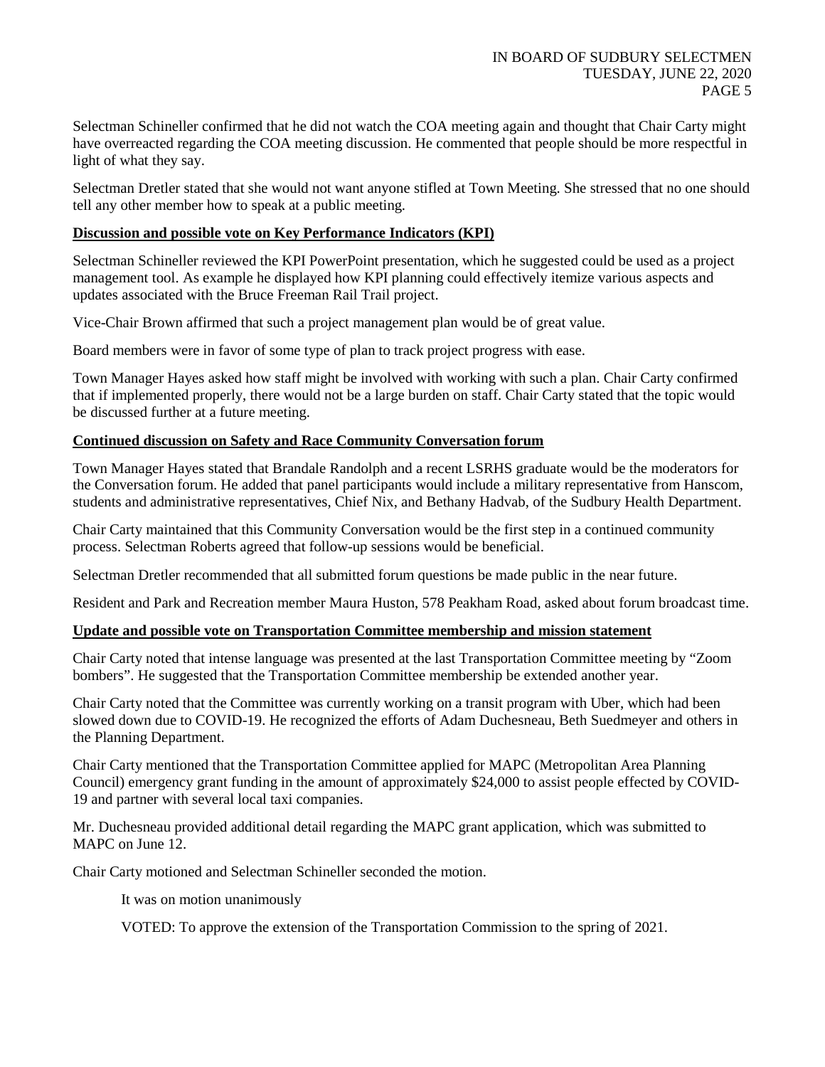Selectman Schineller confirmed that he did not watch the COA meeting again and thought that Chair Carty might have overreacted regarding the COA meeting discussion. He commented that people should be more respectful in light of what they say.

Selectman Dretler stated that she would not want anyone stifled at Town Meeting. She stressed that no one should tell any other member how to speak at a public meeting.

**Discussion and possible vote on Key Performance Indicators (KPI)**

Selectman Schineller reviewed the KPI PowerPoint presentation, which he suggested could be used as a project management tool. As example he displayed how KPI planning could effectively itemize various aspects and updates associated with the Bruce Freeman Rail Trail project.

Vice-Chair Brown affirmed that such a project management plan would be of great value.

Board members were in favor of some type of plan to track project progress with ease.

Town Manager Hayes asked how staff might be involved with working with such a plan. Chair Carty confirmed that if implemented properly, there would not be a large burden on staff. Chair Carty stated that the topic would be discussed further at a future meeting.

**Continued discussion on Safety and Race Community Conversation forum**

Town Manager Hayes stated that Brandale Randolph and a recent LSRHS graduate would be the moderators for the Conversation forum. He added that panel participants would include a military representative from Hanscom, students and administrative representatives, Chief Nix, and Bethany Hadvab, of the Sudbury Health Department.

Chair Carty maintained that this Community Conversation would be the first step in a continued community process. Selectman Roberts agreed that follow-up sessions would be beneficial.

Selectman Dretler recommended that all submitted forum questions be made public in the near future.

Resident and Park and Recreation member Maura Huston, 578 Peakham Road, asked about forum broadcast time.

**Update and possible vote on Transportation Committee membership and mission statement**

Chair Carty noted that intense language was presented at the last Transportation Committee meeting by "Zoom bombers". He suggested that the Transportation Committee membership be extended another year.

Chair Carty noted that the Committee was currently working on a transit program with Uber, which had been slowed down due to COVID-19. He recognized the efforts of Adam Duchesneau, Beth Suedmeyer and others in the Planning Department.

Chair Carty mentioned that the Transportation Committee applied for MAPC (Metropolitan Area Planning Council) emergency grant funding in the amount of approximately $24,000 to assist people effected by COVID-19 and partner with several local taxi companies.

Mr. Duchesneau provided additional detail regarding the MAPC grant application, which was submitted to MAPC on June 12.

Chair Carty motioned and Selectman Schineller seconded the motion.

It was on motion unanimously

VOTED: To approve the extension of the Transportation Commission to the spring of 2021.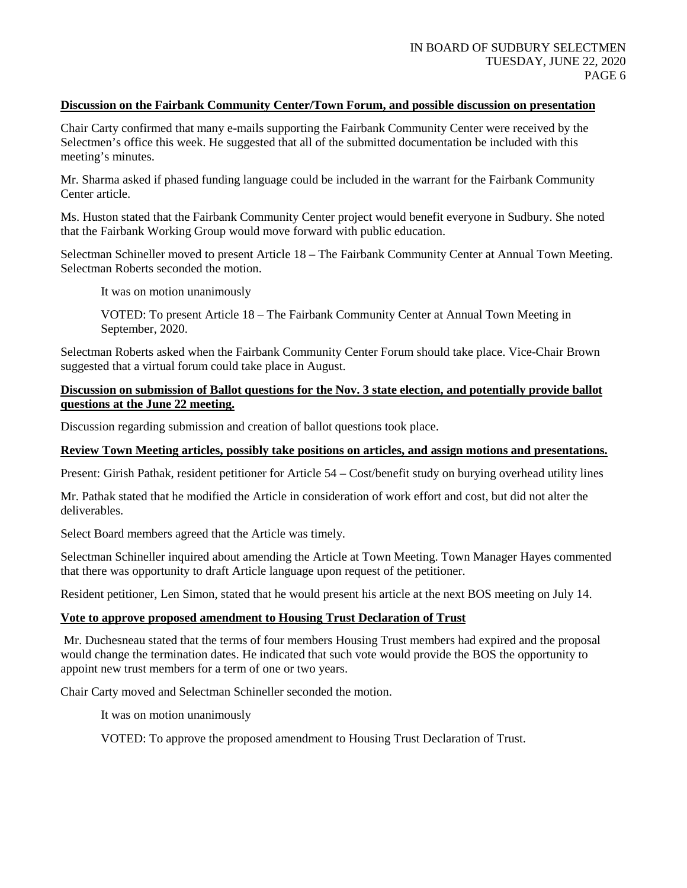**Discussion on the Fairbank Community Center/Town Forum, and possible discussion on presentation**

Chair Carty confirmed that many e-mails supporting the Fairbank Community Center were received by the Selectmen's office this week. He suggested that all of the submitted documentation be included with this meeting's minutes.

Mr. Sharma asked if phased funding language could be included in the warrant for the Fairbank Community Center article.

Ms. Huston stated that the Fairbank Community Center project would benefit everyone in Sudbury. She noted that the Fairbank Working Group would move forward with public education.

Selectman Schineller moved to present Article 18 – The Fairbank Community Center at Annual Town Meeting. Selectman Roberts seconded the motion.

> It was on motion unanimously
>
> VOTED: To present Article 18 – The Fairbank Community Center at Annual Town Meeting in September, 2020.

Selectman Roberts asked when the Fairbank Community Center Forum should take place. Vice-Chair Brown suggested that a virtual forum could take place in August.

**Discussion on submission of Ballot questions for the Nov. 3 state election, and potentially provide ballot questions at the June 22 meeting.**

Discussion regarding submission and creation of ballot questions took place.

**Review Town Meeting articles, possibly take positions on articles, and assign motions and presentations.**

Present: Girish Pathak, resident petitioner for Article 54 – Cost/benefit study on burying overhead utility lines

Mr. Pathak stated that he modified the Article in consideration of work effort and cost, but did not alter the deliverables.

Select Board members agreed that the Article was timely.

Selectman Schineller inquired about amending the Article at Town Meeting. Town Manager Hayes commented that there was opportunity to draft Article language upon request of the petitioner.

Resident petitioner, Len Simon, stated that he would present his article at the next BOS meeting on July 14.

**Vote to approve proposed amendment to Housing Trust Declaration of Trust**

Mr. Duchesneau stated that the terms of four members Housing Trust members had expired and the proposal would change the termination dates. He indicated that such vote would provide the BOS the opportunity to appoint new trust members for a term of one or two years.

Chair Carty moved and Selectman Schineller seconded the motion.

> It was on motion unanimously
>
> VOTED: To approve the proposed amendment to Housing Trust Declaration of Trust.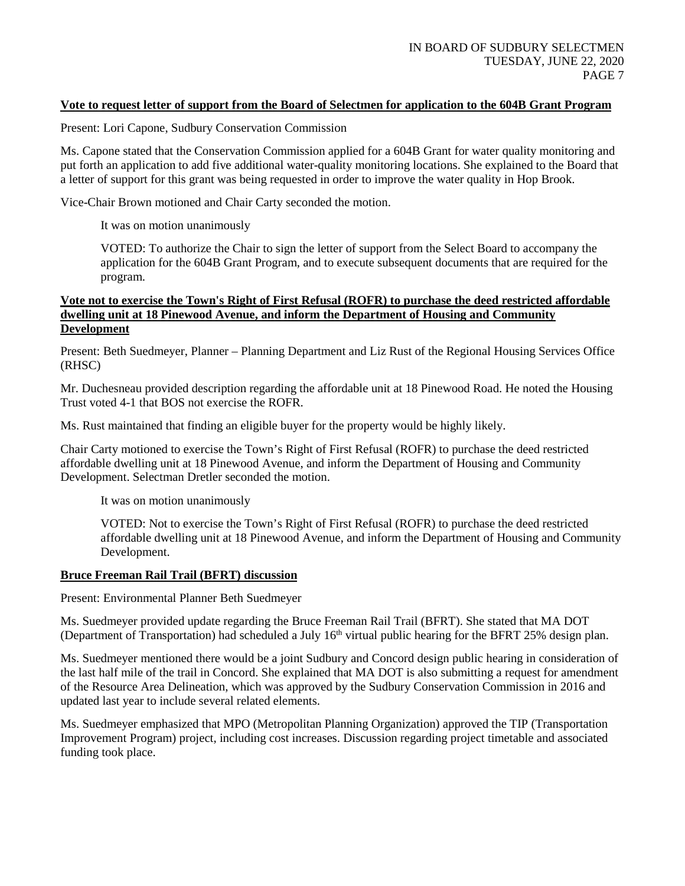**Vote to request letter of support from the Board of Selectmen for application to the 604B Grant Program**

Present: Lori Capone, Sudbury Conservation Commission

Ms. Capone stated that the Conservation Commission applied for a 604B Grant for water quality monitoring and put forth an application to add five additional water-quality monitoring locations. She explained to the Board that a letter of support for this grant was being requested in order to improve the water quality in Hop Brook.

Vice-Chair Brown motioned and Chair Carty seconded the motion.

> It was on motion unanimously
>
> VOTED: To authorize the Chair to sign the letter of support from the Select Board to accompany the application for the 604B Grant Program, and to execute subsequent documents that are required for the program.

**Vote not to exercise the Town's Right of First Refusal (ROFR) to purchase the deed restricted affordable dwelling unit at 18 Pinewood Avenue, and inform the Department of Housing and Community Development**

Present: Beth Suedmeyer, Planner – Planning Department and Liz Rust of the Regional Housing Services Office (RHSC)

Mr. Duchesneau provided description regarding the affordable unit at 18 Pinewood Road. He noted the Housing Trust voted 4-1 that BOS not exercise the ROFR.

Ms. Rust maintained that finding an eligible buyer for the property would be highly likely.

Chair Carty motioned to exercise the Town's Right of First Refusal (ROFR) to purchase the deed restricted affordable dwelling unit at 18 Pinewood Avenue, and inform the Department of Housing and Community Development. Selectman Dretler seconded the motion.

> It was on motion unanimously
>
> VOTED: Not to exercise the Town's Right of First Refusal (ROFR) to purchase the deed restricted affordable dwelling unit at 18 Pinewood Avenue, and inform the Department of Housing and Community Development.

**Bruce Freeman Rail Trail (BFRT) discussion**

Present: Environmental Planner Beth Suedmeyer

Ms. Suedmeyer provided update regarding the Bruce Freeman Rail Trail (BFRT). She stated that MA DOT (Department of Transportation) had scheduled a July 16th virtual public hearing for the BFRT 25% design plan.

Ms. Suedmeyer mentioned there would be a joint Sudbury and Concord design public hearing in consideration of the last half mile of the trail in Concord. She explained that MA DOT is also submitting a request for amendment of the Resource Area Delineation, which was approved by the Sudbury Conservation Commission in 2016 and updated last year to include several related elements.

Ms. Suedmeyer emphasized that MPO (Metropolitan Planning Organization) approved the TIP (Transportation Improvement Program) project, including cost increases. Discussion regarding project timetable and associated funding took place.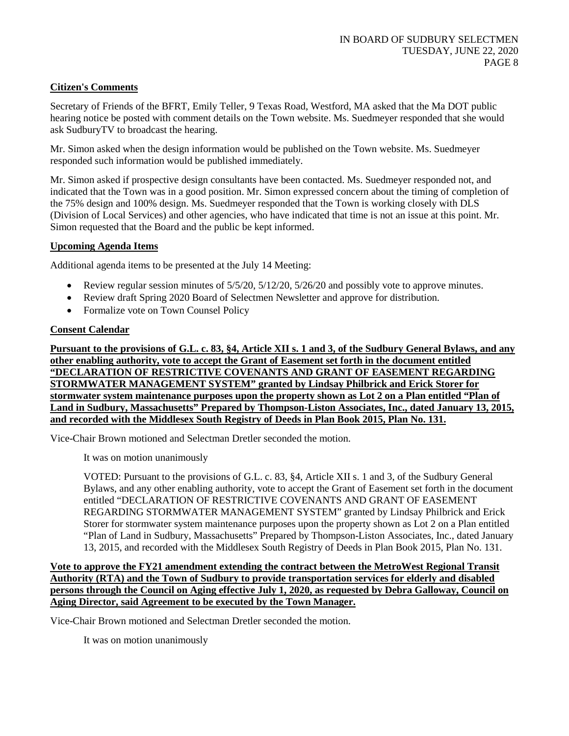**Citizen's Comments**

Secretary of Friends of the BFRT, Emily Teller, 9 Texas Road, Westford, MA asked that the Ma DOT public hearing notice be posted with comment details on the Town website. Ms. Suedmeyer responded that she would ask SudburyTV to broadcast the hearing.

Mr. Simon asked when the design information would be published on the Town website. Ms. Suedmeyer responded such information would be published immediately.

Mr. Simon asked if prospective design consultants have been contacted. Ms. Suedmeyer responded not, and indicated that the Town was in a good position. Mr. Simon expressed concern about the timing of completion of the 75% design and 100% design. Ms. Suedmeyer responded that the Town is working closely with DLS (Division of Local Services) and other agencies, who have indicated that time is not an issue at this point. Mr. Simon requested that the Board and the public be kept informed.

**Upcoming Agenda Items**

Additional agenda items to be presented at the July 14 Meeting:

- Review regular session minutes of 5/5/20, 5/12/20, 5/26/20 and possibly vote to approve minutes.
- Review draft Spring 2020 Board of Selectmen Newsletter and approve for distribution.
- Formalize vote on Town Counsel Policy

**Consent Calendar**

**Pursuant to the provisions of G.L. c. 83, §4, Article XII s. 1 and 3, of the Sudbury General Bylaws, and any other enabling authority, vote to accept the Grant of Easement set forth in the document entitled "DECLARATION OF RESTRICTIVE COVENANTS AND GRANT OF EASEMENT REGARDING STORMWATER MANAGEMENT SYSTEM" granted by Lindsay Philbrick and Erick Storer for stormwater system maintenance purposes upon the property shown as Lot 2 on a Plan entitled "Plan of Land in Sudbury, Massachusetts" Prepared by Thompson-Liston Associates, Inc., dated January 13, 2015, and recorded with the Middlesex South Registry of Deeds in Plan Book 2015, Plan No. 131.**

Vice-Chair Brown motioned and Selectman Dretler seconded the motion.

It was on motion unanimously

VOTED: Pursuant to the provisions of G.L. c. 83, §4, Article XII s. 1 and 3, of the Sudbury General Bylaws, and any other enabling authority, vote to accept the Grant of Easement set forth in the document entitled "DECLARATION OF RESTRICTIVE COVENANTS AND GRANT OF EASEMENT REGARDING STORMWATER MANAGEMENT SYSTEM" granted by Lindsay Philbrick and Erick Storer for stormwater system maintenance purposes upon the property shown as Lot 2 on a Plan entitled "Plan of Land in Sudbury, Massachusetts" Prepared by Thompson-Liston Associates, Inc., dated January 13, 2015, and recorded with the Middlesex South Registry of Deeds in Plan Book 2015, Plan No. 131.

**Vote to approve the FY21 amendment extending the contract between the MetroWest Regional Transit Authority (RTA) and the Town of Sudbury to provide transportation services for elderly and disabled persons through the Council on Aging effective July 1, 2020, as requested by Debra Galloway, Council on Aging Director, said Agreement to be executed by the Town Manager.**

Vice-Chair Brown motioned and Selectman Dretler seconded the motion.

It was on motion unanimously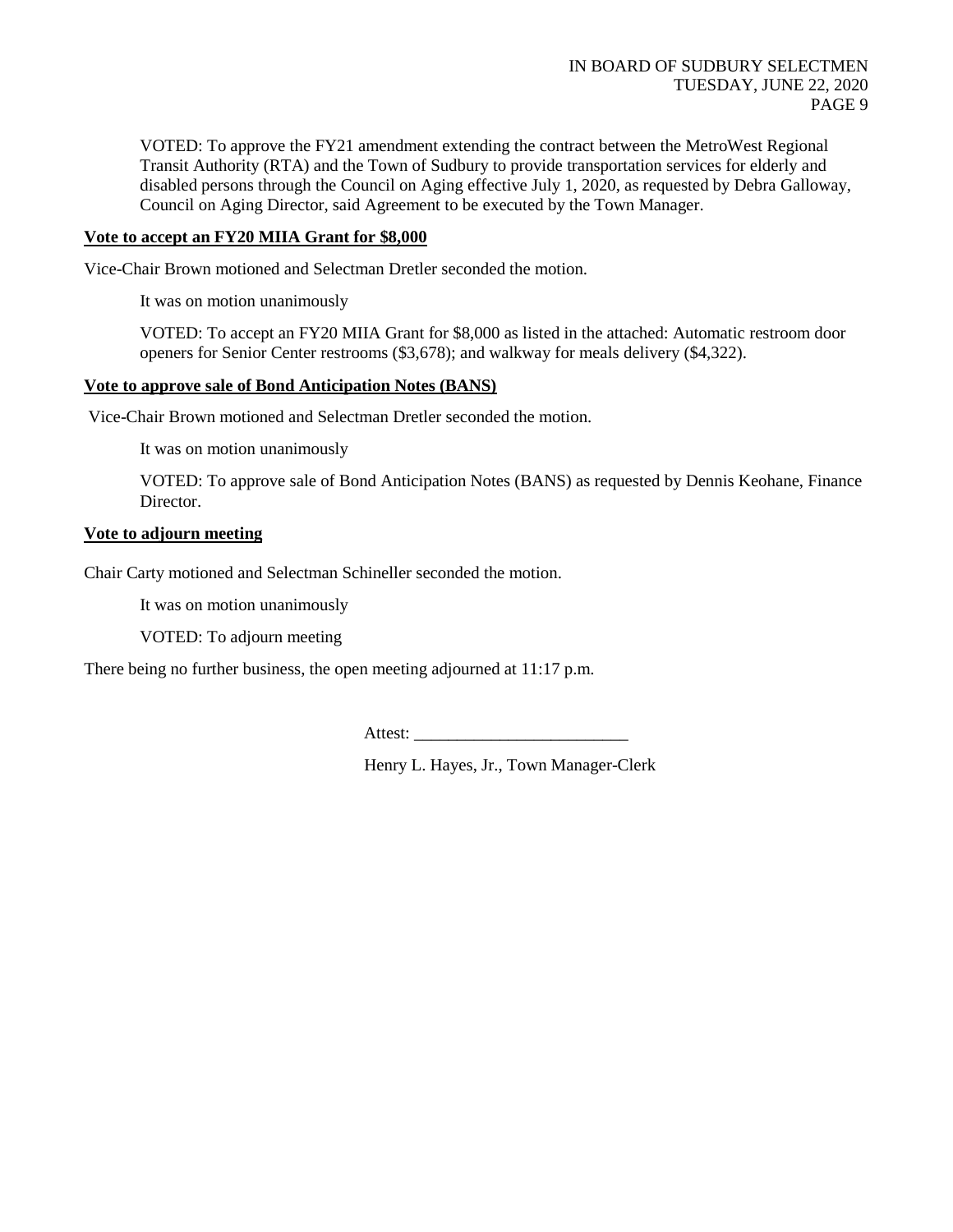VOTED: To approve the FY21 amendment extending the contract between the MetroWest Regional Transit Authority (RTA) and the Town of Sudbury to provide transportation services for elderly and disabled persons through the Council on Aging effective July 1, 2020, as requested by Debra Galloway, Council on Aging Director, said Agreement to be executed by the Town Manager.

**Vote to accept an FY20 MIIA Grant for $8,000**

Vice-Chair Brown motioned and Selectman Dretler seconded the motion.

It was on motion unanimously

VOTED: To accept an FY20 MIIA Grant for $8,000 as listed in the attached: Automatic restroom door openers for Senior Center restrooms ($3,678); and walkway for meals delivery ($4,322).

**Vote to approve sale of Bond Anticipation Notes (BANS)**

Vice-Chair Brown motioned and Selectman Dretler seconded the motion.

It was on motion unanimously

VOTED: To approve sale of Bond Anticipation Notes (BANS) as requested by Dennis Keohane, Finance Director.

**Vote to adjourn meeting**

Chair Carty motioned and Selectman Schineller seconded the motion.

It was on motion unanimously

VOTED: To adjourn meeting

There being no further business, the open meeting adjourned at 11:17 p.m.

Attest: _________________________

Henry L. Hayes, Jr., Town Manager-Clerk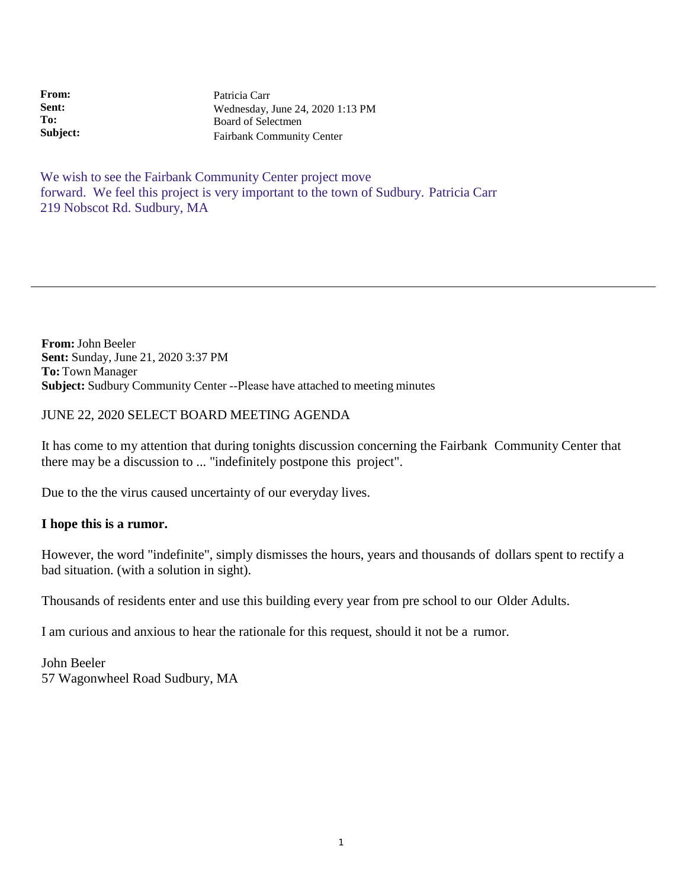**From:** Patricia Carr
**Sent:** Wednesday, June 24, 2020 1:13 PM
**To:** Board of Selectmen
**Subject:** Fairbank Community Center

We wish to see the Fairbank Community Center project move forward. We feel this project is very important to the town of Sudbury. Patricia Carr
219 Nobscot Rd. Sudbury, MA

---

**From:** John Beeler
**Sent:** Sunday, June 21, 2020 3:37 PM
**To:** Town Manager
**Subject:** Sudbury Community Center --Please have attached to meeting minutes

JUNE 22, 2020 SELECT BOARD MEETING AGENDA

It has come to my attention that during tonights discussion concerning the Fairbank Community Center that there may be a discussion to ... "indefinitely postpone this project".

Due to the the virus caused uncertainty of our everyday lives.

**I hope this is a rumor.**

However, the word "indefinite", simply dismisses the hours, years and thousands of dollars spent to rectify a bad situation. (with a solution in sight).

Thousands of residents enter and use this building every year from pre school to our Older Adults.

I am curious and anxious to hear the rationale for this request, should it not be a rumor.

John Beeler
57 Wagonwheel Road Sudbury, MA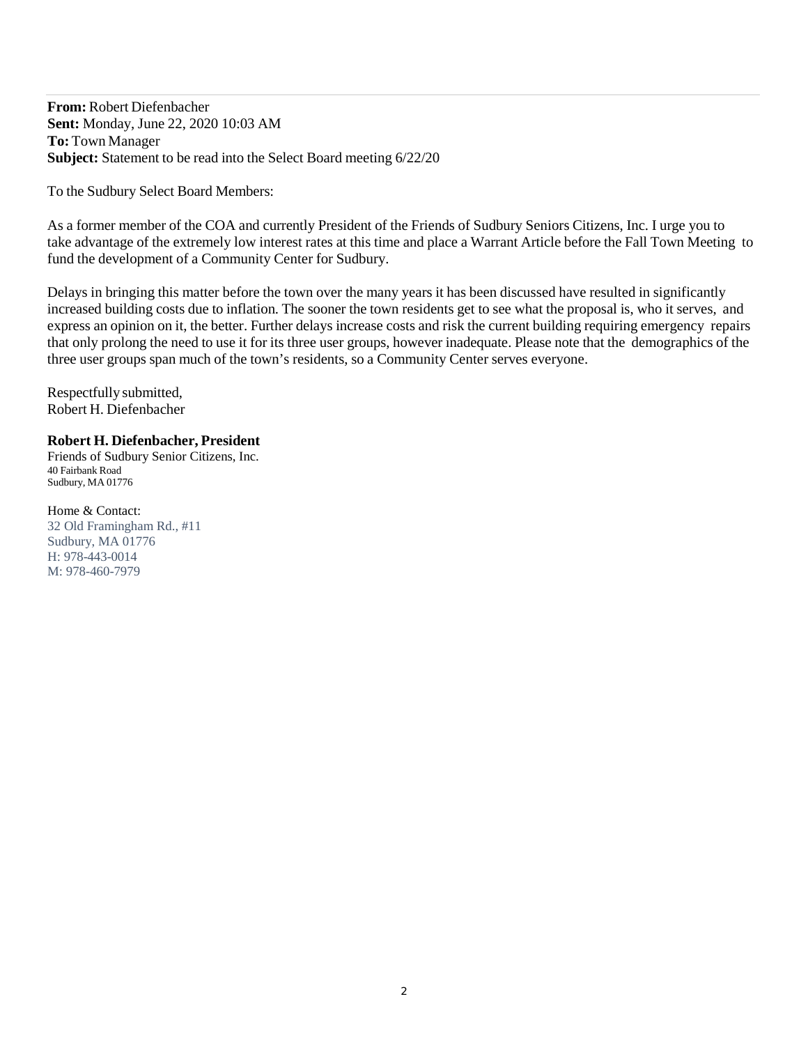**From:** Robert Diefenbacher
**Sent:** Monday, June 22, 2020 10:03 AM
**To:** Town Manager
**Subject:** Statement to be read into the Select Board meeting 6/22/20

To the Sudbury Select Board Members:

As a former member of the COA and currently President of the Friends of Sudbury Seniors Citizens, Inc. I urge you to take advantage of the extremely low interest rates at this time and place a Warrant Article before the Fall Town Meeting to fund the development of a Community Center for Sudbury.

Delays in bringing this matter before the town over the many years it has been discussed have resulted in significantly increased building costs due to inflation. The sooner the town residents get to see what the proposal is, who it serves, and express an opinion on it, the better. Further delays increase costs and risk the current building requiring emergency repairs that only prolong the need to use it for its three user groups, however inadequate. Please note that the demographics of the three user groups span much of the town's residents, so a Community Center serves everyone.

Respectfully submitted,
Robert H. Diefenbacher

**Robert H. Diefenbacher, President**
Friends of Sudbury Senior Citizens, Inc.
40 Fairbank Road
Sudbury, MA 01776

Home & Contact:
32 Old Framingham Rd., #11
Sudbury, MA 01776
H: 978-443-0014
M: 978-460-7979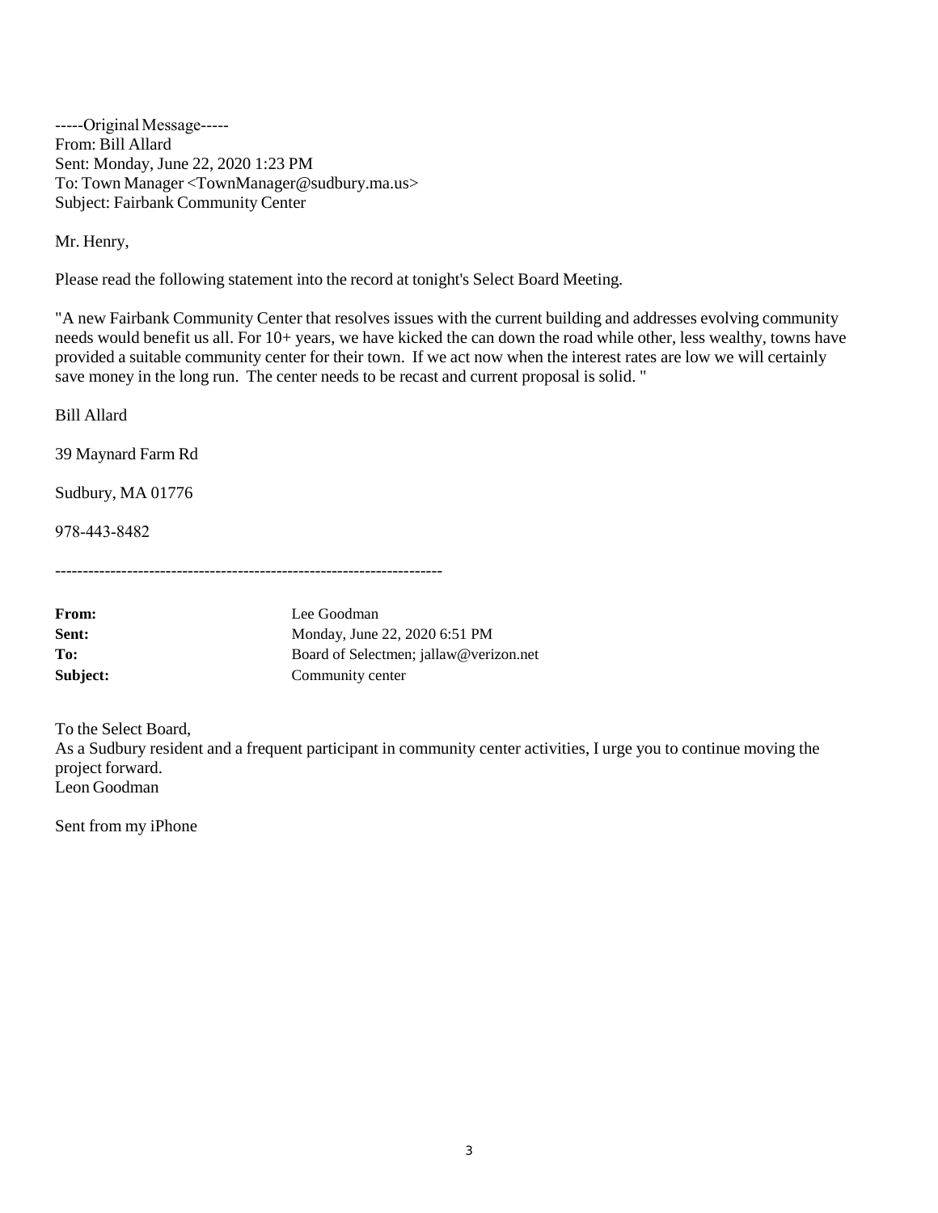-----Original Message-----
From: Bill Allard
Sent: Monday, June 22, 2020 1:23 PM
To: Town Manager <TownManager@sudbury.ma.us>
Subject: Fairbank Community Center

Mr. Henry,

Please read the following statement into the record at tonight's Select Board Meeting.

"A new Fairbank Community Center that resolves issues with the current building and addresses evolving community needs would benefit us all. For 10+ years, we have kicked the can down the road while other, less wealthy, towns have provided a suitable community center for their town. If we act now when the interest rates are low we will certainly save money in the long run. The center needs to be recast and current proposal is solid. "

Bill Allard

39 Maynard Farm Rd

Sudbury, MA 01776

978-443-8482

---------------------------------------------------------------------

**From:** Lee Goodman
**Sent:** Monday, June 22, 2020 6:51 PM
**To:** Board of Selectmen; jallaw@verizon.net
**Subject:** Community center

To the Select Board,
As a Sudbury resident and a frequent participant in community center activities, I urge you to continue moving the project forward.
Leon Goodman

Sent from my iPhone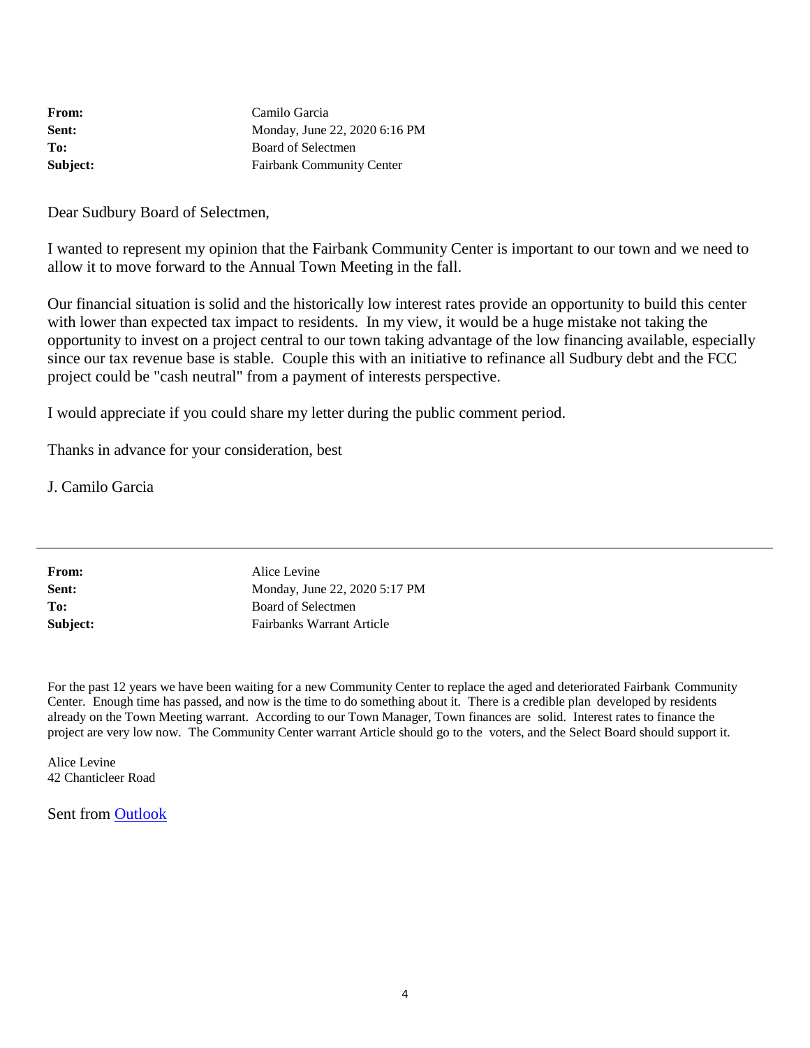| | |
|---|---|
| **From:** | Camilo Garcia |
| **Sent:** | Monday, June 22, 2020 6:16 PM |
| **To:** | Board of Selectmen |
| **Subject:** | Fairbank Community Center |

Dear Sudbury Board of Selectmen,

I wanted to represent my opinion that the Fairbank Community Center is important to our town and we need to allow it to move forward to the Annual Town Meeting in the fall.

Our financial situation is solid and the historically low interest rates provide an opportunity to build this center with lower than expected tax impact to residents. In my view, it would be a huge mistake not taking the opportunity to invest on a project central to our town taking advantage of the low financing available, especially since our tax revenue base is stable. Couple this with an initiative to refinance all Sudbury debt and the FCC project could be "cash neutral" from a payment of interests perspective.

I would appreciate if you could share my letter during the public comment period.

Thanks in advance for your consideration, best

J. Camilo Garcia

---

| | |
|---|---|
| **From:** | Alice Levine |
| **Sent:** | Monday, June 22, 2020 5:17 PM |
| **To:** | Board of Selectmen |
| **Subject:** | Fairbanks Warrant Article |

For the past 12 years we have been waiting for a new Community Center to replace the aged and deteriorated Fairbank Community Center. Enough time has passed, and now is the time to do something about it. There is a credible plan developed by residents already on the Town Meeting warrant. According to our Town Manager, Town finances are solid. Interest rates to finance the project are very low now. The Community Center warrant Article should go to the voters, and the Select Board should support it.

Alice Levine
42 Chanticleer Road

Sent from [Outlook]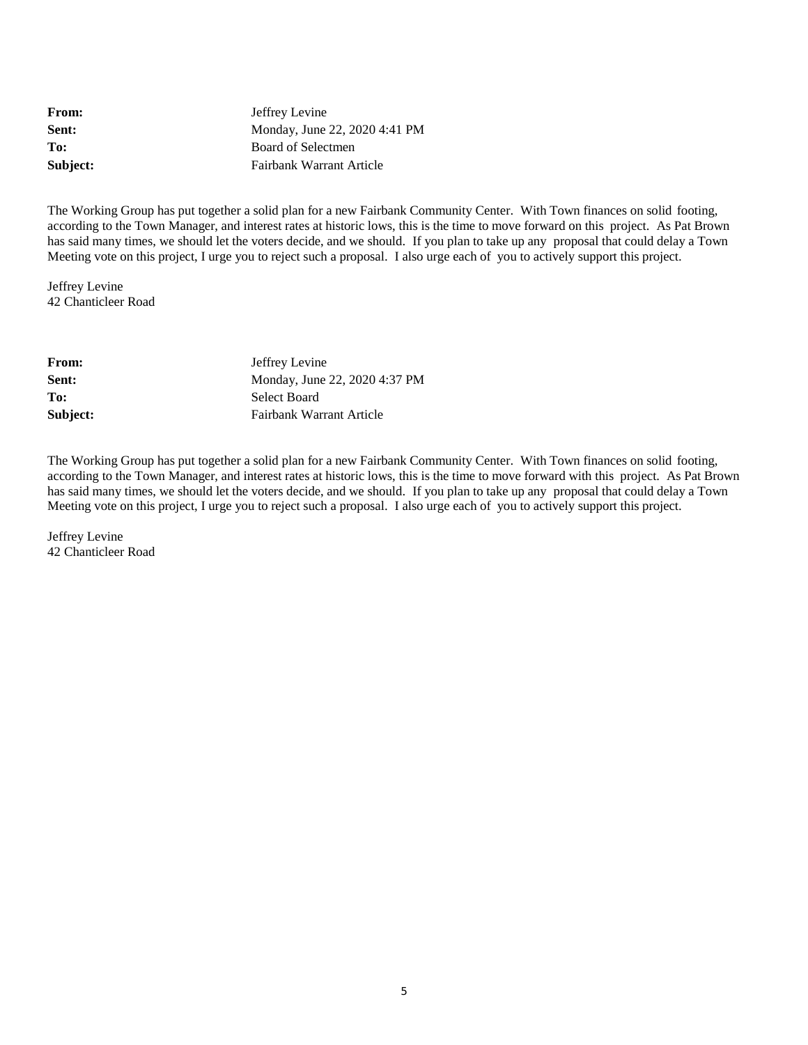**From:** Jeffrey Levine
**Sent:** Monday, June 22, 2020 4:41 PM
**To:** Board of Selectmen
**Subject:** Fairbank Warrant Article

The Working Group has put together a solid plan for a new Fairbank Community Center. With Town finances on solid footing, according to the Town Manager, and interest rates at historic lows, this is the time to move forward on this project. As Pat Brown has said many times, we should let the voters decide, and we should. If you plan to take up any proposal that could delay a Town Meeting vote on this project, I urge you to reject such a proposal. I also urge each of you to actively support this project.

Jeffrey Levine
42 Chanticleer Road

**From:** Jeffrey Levine
**Sent:** Monday, June 22, 2020 4:37 PM
**To:** Select Board
**Subject:** Fairbank Warrant Article

The Working Group has put together a solid plan for a new Fairbank Community Center. With Town finances on solid footing, according to the Town Manager, and interest rates at historic lows, this is the time to move forward with this project. As Pat Brown has said many times, we should let the voters decide, and we should. If you plan to take up any proposal that could delay a Town Meeting vote on this project, I urge you to reject such a proposal. I also urge each of you to actively support this project.

Jeffrey Levine
42 Chanticleer Road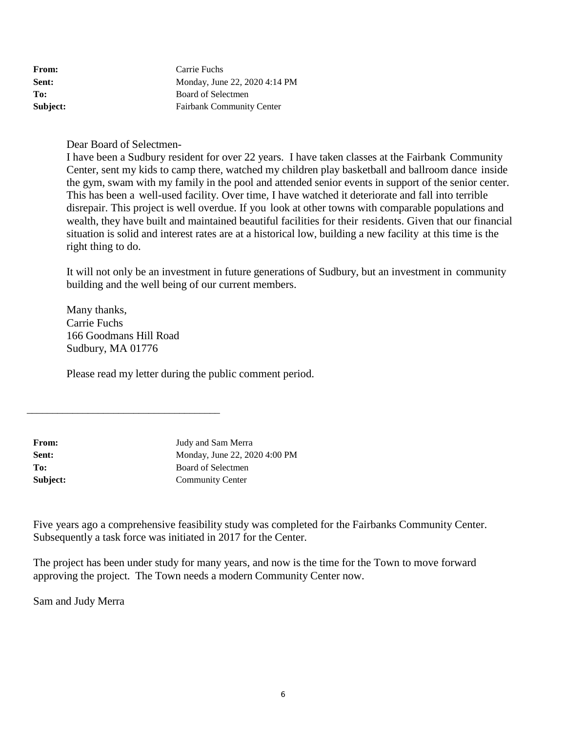**From:** Carrie Fuchs
**Sent:** Monday, June 22, 2020 4:14 PM
**To:** Board of Selectmen
**Subject:** Fairbank Community Center

Dear Board of Selectmen-

I have been a Sudbury resident for over 22 years. I have taken classes at the Fairbank Community Center, sent my kids to camp there, watched my children play basketball and ballroom dance inside the gym, swam with my family in the pool and attended senior events in support of the senior center. This has been a well-used facility. Over time, I have watched it deteriorate and fall into terrible disrepair. This project is well overdue. If you look at other towns with comparable populations and wealth, they have built and maintained beautiful facilities for their residents. Given that our financial situation is solid and interest rates are at a historical low, building a new facility at this time is the right thing to do.

It will not only be an investment in future generations of Sudbury, but an investment in community building and the well being of our current members.

Many thanks,
Carrie Fuchs
166 Goodmans Hill Road
Sudbury, MA 01776

Please read my letter during the public comment period.

---

**From:** Judy and Sam Merra
**Sent:** Monday, June 22, 2020 4:00 PM
**To:** Board of Selectmen
**Subject:** Community Center

Five years ago a comprehensive feasibility study was completed for the Fairbanks Community Center. Subsequently a task force was initiated in 2017 for the Center.

The project has been under study for many years, and now is the time for the Town to move forward approving the project. The Town needs a modern Community Center now.

Sam and Judy Merra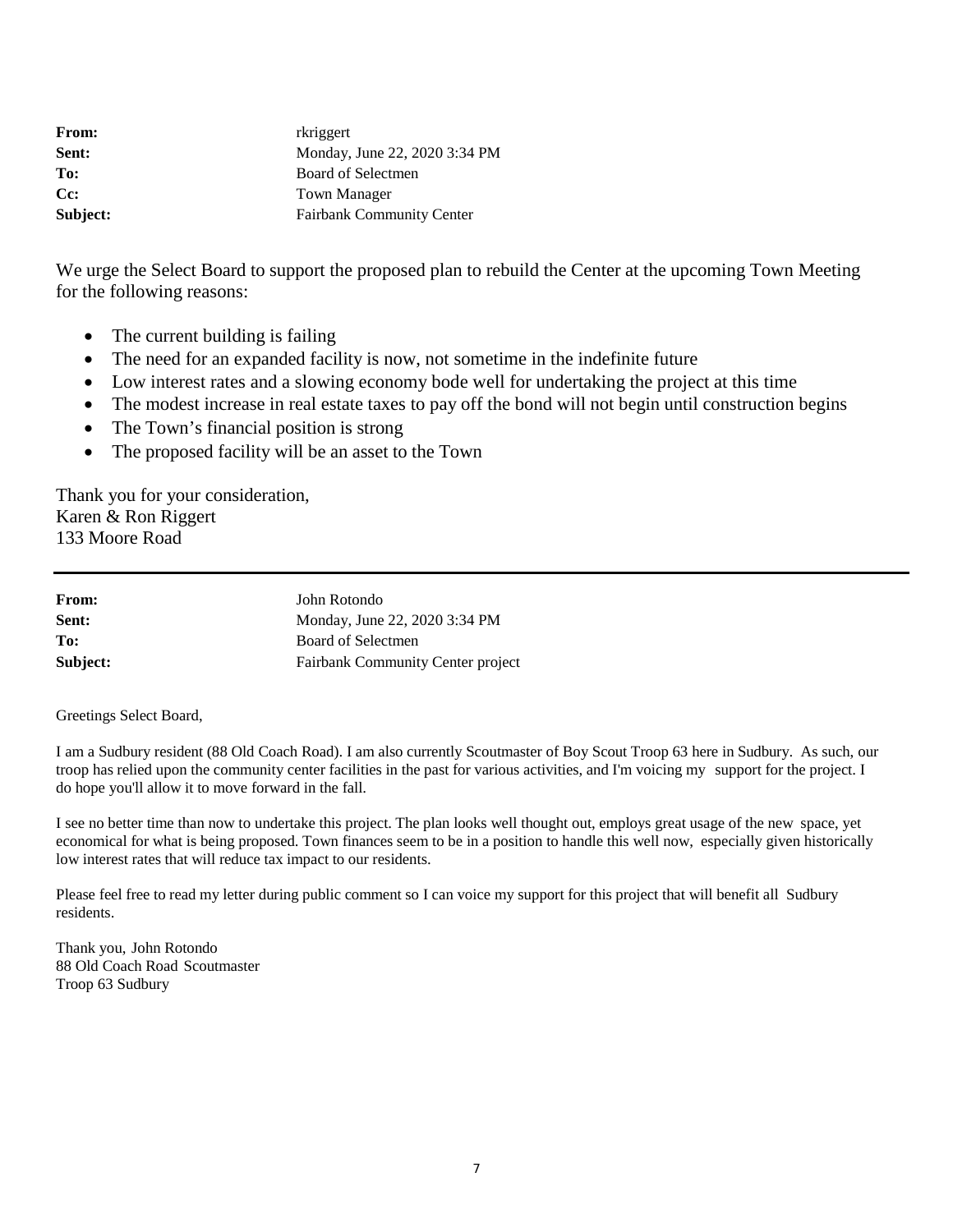**From:** rkriggert
**Sent:** Monday, June 22, 2020 3:34 PM
**To:** Board of Selectmen
**Cc:** Town Manager
**Subject:** Fairbank Community Center

We urge the Select Board to support the proposed plan to rebuild the Center at the upcoming Town Meeting for the following reasons:

- The current building is failing
- The need for an expanded facility is now, not sometime in the indefinite future
- Low interest rates and a slowing economy bode well for undertaking the project at this time
- The modest increase in real estate taxes to pay off the bond will not begin until construction begins
- The Town's financial position is strong
- The proposed facility will be an asset to the Town

Thank you for your consideration,
Karen & Ron Riggert
133 Moore Road

---

**From:** John Rotondo
**Sent:** Monday, June 22, 2020 3:34 PM
**To:** Board of Selectmen
**Subject:** Fairbank Community Center project

Greetings Select Board,

I am a Sudbury resident (88 Old Coach Road). I am also currently Scoutmaster of Boy Scout Troop 63 here in Sudbury. As such, our troop has relied upon the community center facilities in the past for various activities, and I'm voicing my support for the project. I do hope you'll allow it to move forward in the fall.

I see no better time than now to undertake this project. The plan looks well thought out, employs great usage of the new space, yet economical for what is being proposed. Town finances seem to be in a position to handle this well now, especially given historically low interest rates that will reduce tax impact to our residents.

Please feel free to read my letter during public comment so I can voice my support for this project that will benefit all Sudbury residents.

Thank you, John Rotondo
88 Old Coach Road Scoutmaster
Troop 63 Sudbury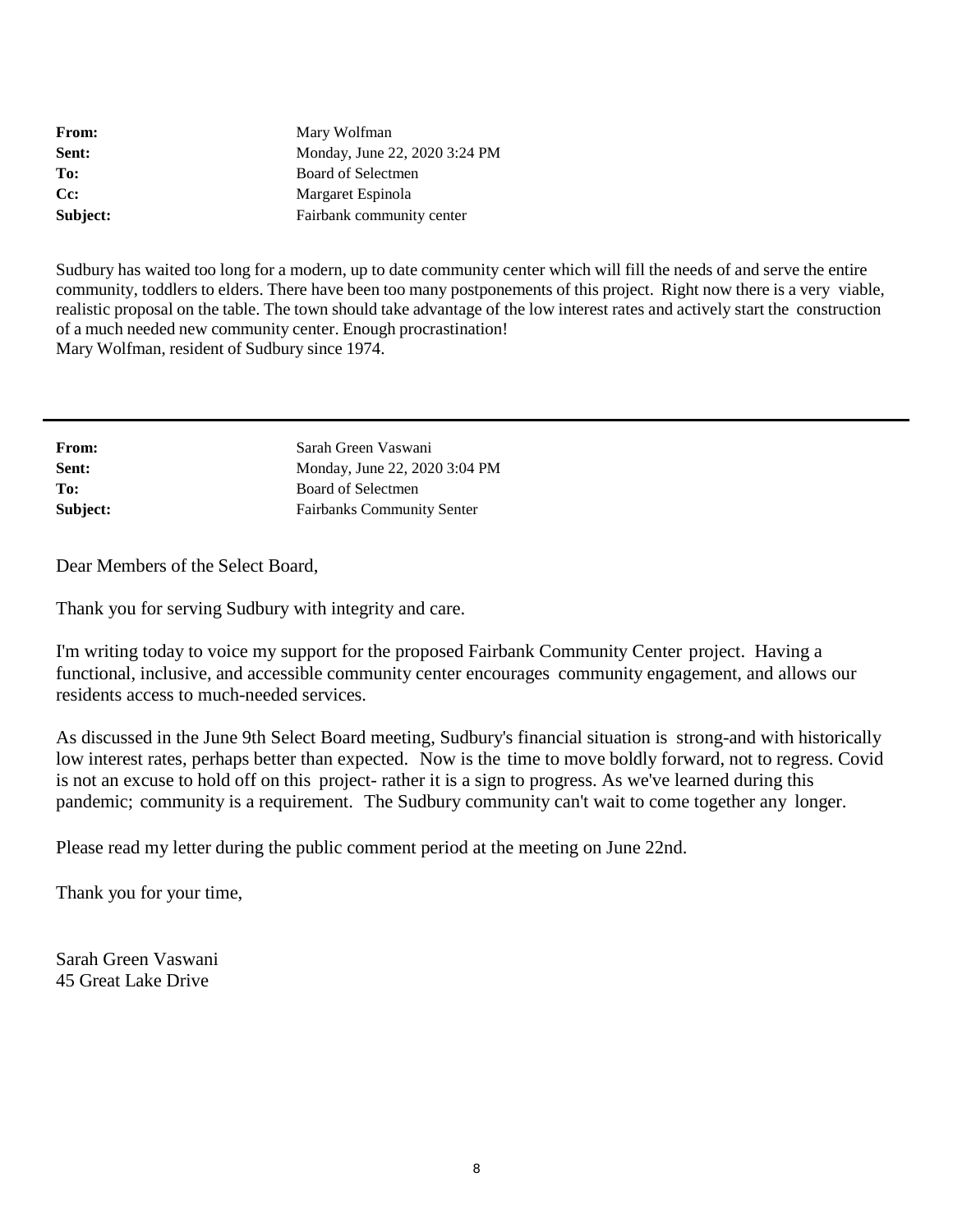**From:** Mary Wolfman
**Sent:** Monday, June 22, 2020 3:24 PM
**To:** Board of Selectmen
**Cc:** Margaret Espinola
**Subject:** Fairbank community center

Sudbury has waited too long for a modern, up to date community center which will fill the needs of and serve the entire community, toddlers to elders. There have been too many postponements of this project. Right now there is a very viable, realistic proposal on the table. The town should take advantage of the low interest rates and actively start the construction of a much needed new community center. Enough procrastination!
Mary Wolfman, resident of Sudbury since 1974.

---

**From:** Sarah Green Vaswani
**Sent:** Monday, June 22, 2020 3:04 PM
**To:** Board of Selectmen
**Subject:** Fairbanks Community Senter

Dear Members of the Select Board,

Thank you for serving Sudbury with integrity and care.

I'm writing today to voice my support for the proposed Fairbank Community Center project. Having a functional, inclusive, and accessible community center encourages community engagement, and allows our residents access to much-needed services.

As discussed in the June 9th Select Board meeting, Sudbury's financial situation is strong-and with historically low interest rates, perhaps better than expected. Now is the time to move boldly forward, not to regress. Covid is not an excuse to hold off on this project- rather it is a sign to progress. As we've learned during this pandemic; community is a requirement. The Sudbury community can't wait to come together any longer.

Please read my letter during the public comment period at the meeting on June 22nd.

Thank you for your time,

Sarah Green Vaswani
45 Great Lake Drive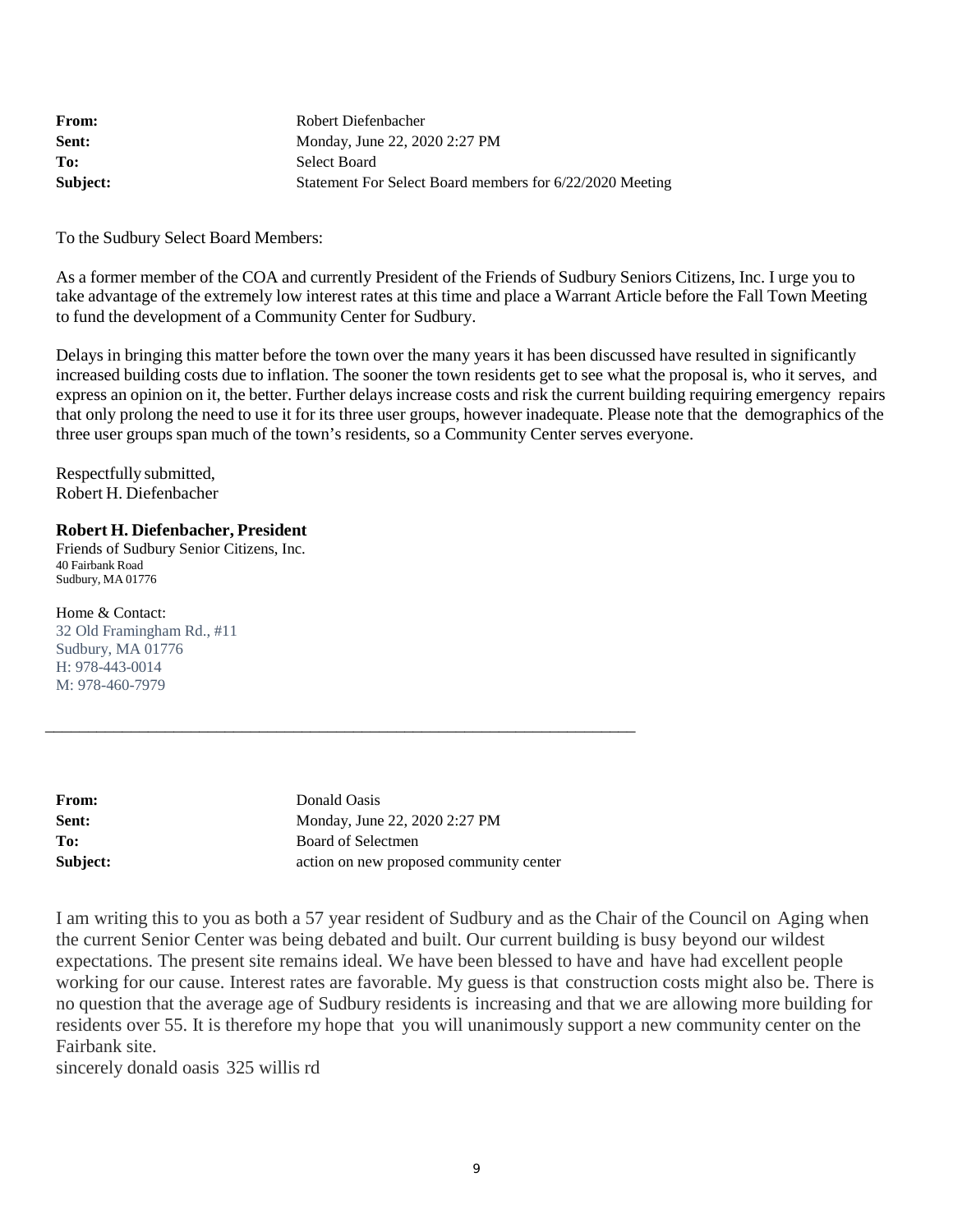| | |
|---|---|
| **From:** | Robert Diefenbacher |
| **Sent:** | Monday, June 22, 2020 2:27 PM |
| **To:** | Select Board |
| **Subject:** | Statement For Select Board members for 6/22/2020 Meeting |

To the Sudbury Select Board Members:

As a former member of the COA and currently President of the Friends of Sudbury Seniors Citizens, Inc. I urge you to take advantage of the extremely low interest rates at this time and place a Warrant Article before the Fall Town Meeting to fund the development of a Community Center for Sudbury.

Delays in bringing this matter before the town over the many years it has been discussed have resulted in significantly increased building costs due to inflation. The sooner the town residents get to see what the proposal is, who it serves, and express an opinion on it, the better. Further delays increase costs and risk the current building requiring emergency repairs that only prolong the need to use it for its three user groups, however inadequate. Please note that the demographics of the three user groups span much of the town's residents, so a Community Center serves everyone.

Respectfully submitted,
Robert H. Diefenbacher

**Robert H. Diefenbacher, President**
Friends of Sudbury Senior Citizens, Inc.
40 Fairbank Road
Sudbury, MA 01776

Home & Contact:
32 Old Framingham Rd., #11
Sudbury, MA 01776
H: 978-443-0014
M: 978-460-7979

---

| | |
|---|---|
| **From:** | Donald Oasis |
| **Sent:** | Monday, June 22, 2020 2:27 PM |
| **To:** | Board of Selectmen |
| **Subject:** | action on new proposed community center |

I am writing this to you as both a 57 year resident of Sudbury and as the Chair of the Council on Aging when the current Senior Center was being debated and built. Our current building is busy beyond our wildest expectations. The present site remains ideal. We have been blessed to have and have had excellent people working for our cause. Interest rates are favorable. My guess is that construction costs might also be. There is no question that the average age of Sudbury residents is increasing and that we are allowing more building for residents over 55. It is therefore my hope that you will unanimously support a new community center on the Fairbank site.
sincerely donald oasis 325 willis rd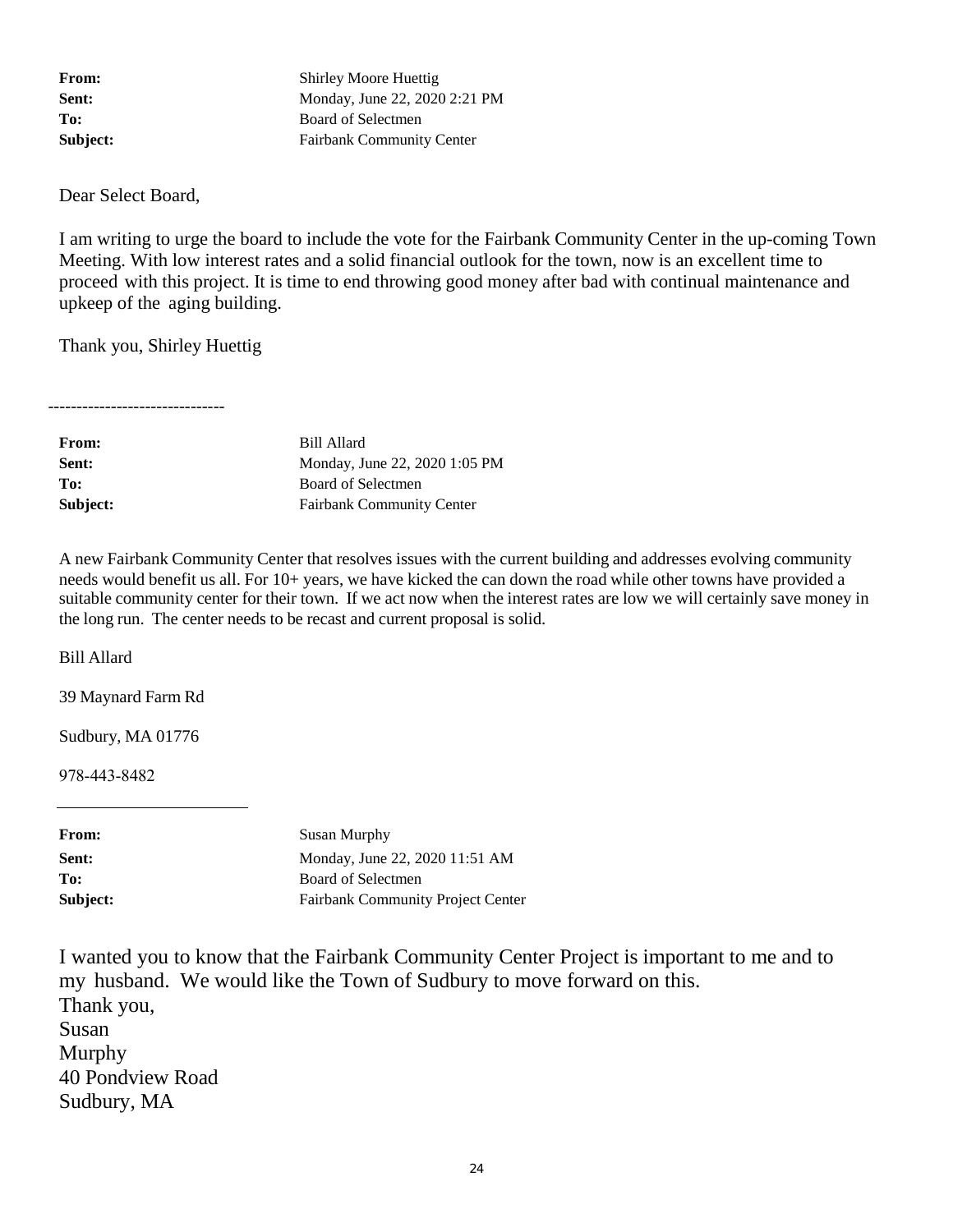**From:** Shirley Moore Huettig
**Sent:** Monday, June 22, 2020 2:21 PM
**To:** Board of Selectmen
**Subject:** Fairbank Community Center

Dear Select Board,

I am writing to urge the board to include the vote for the Fairbank Community Center in the up-coming Town Meeting. With low interest rates and a solid financial outlook for the town, now is an excellent time to proceed with this project. It is time to end throwing good money after bad with continual maintenance and upkeep of the aging building.

Thank you, Shirley Huettig

------------------------------

**From:** Bill Allard
**Sent:** Monday, June 22, 2020 1:05 PM
**To:** Board of Selectmen
**Subject:** Fairbank Community Center

A new Fairbank Community Center that resolves issues with the current building and addresses evolving community needs would benefit us all. For 10+ years, we have kicked the can down the road while other towns have provided a suitable community center for their town. If we act now when the interest rates are low we will certainly save money in the long run. The center needs to be recast and current proposal is solid.

Bill Allard

39 Maynard Farm Rd

Sudbury, MA 01776

978-443-8482

---

**From:** Susan Murphy
**Sent:** Monday, June 22, 2020 11:51 AM
**To:** Board of Selectmen
**Subject:** Fairbank Community Project Center

I wanted you to know that the Fairbank Community Center Project is important to me and to my husband. We would like the Town of Sudbury to move forward on this.
Thank you,
Susan
Murphy
40 Pondview Road
Sudbury, MA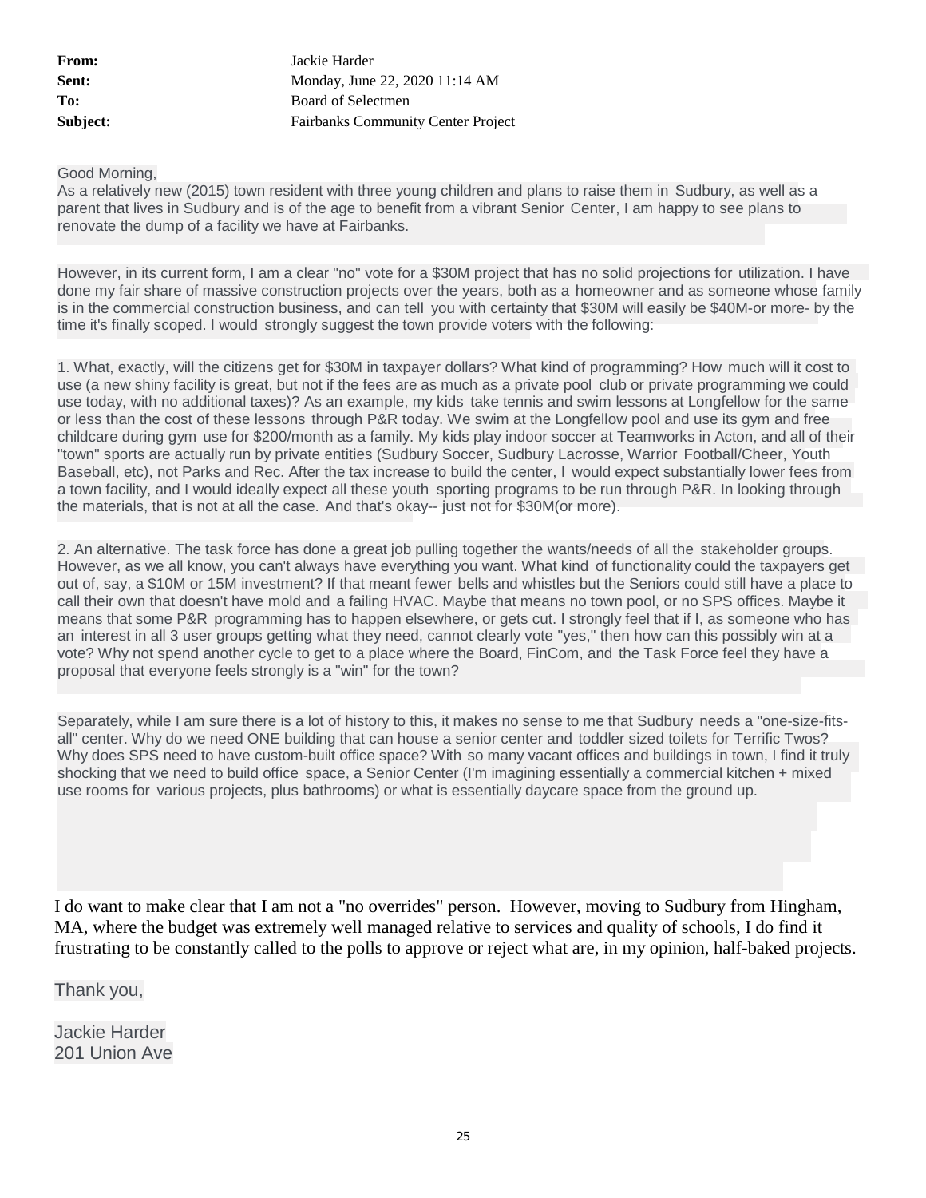**From:** Jackie Harder
**Sent:** Monday, June 22, 2020 11:14 AM
**To:** Board of Selectmen
**Subject:** Fairbanks Community Center Project

Good Morning,

As a relatively new (2015) town resident with three young children and plans to raise them in Sudbury, as well as a parent that lives in Sudbury and is of the age to benefit from a vibrant Senior Center, I am happy to see plans to renovate the dump of a facility we have at Fairbanks.

However, in its current form, I am a clear "no" vote for a $30M project that has no solid projections for utilization. I have done my fair share of massive construction projects over the years, both as a homeowner and as someone whose family is in the commercial construction business, and can tell you with certainty that $30M will easily be $40M-or more- by the time it's finally scoped. I would strongly suggest the town provide voters with the following:

1. What, exactly, will the citizens get for $30M in taxpayer dollars? What kind of programming? How much will it cost to use (a new shiny facility is great, but not if the fees are as much as a private pool club or private programming we could use today, with no additional taxes)? As an example, my kids take tennis and swim lessons at Longfellow for the same or less than the cost of these lessons through P&R today. We swim at the Longfellow pool and use its gym and free childcare during gym use for $200/month as a family. My kids play indoor soccer at Teamworks in Acton, and all of their "town" sports are actually run by private entities (Sudbury Soccer, Sudbury Lacrosse, Warrior Football/Cheer, Youth Baseball, etc), not Parks and Rec. After the tax increase to build the center, I would expect substantially lower fees from a town facility, and I would ideally expect all these youth sporting programs to be run through P&R. In looking through the materials, that is not at all the case. And that's okay-- just not for $30M(or more).

2. An alternative. The task force has done a great job pulling together the wants/needs of all the stakeholder groups. However, as we all know, you can't always have everything you want. What kind of functionality could the taxpayers get out of, say, a $10M or 15M investment? If that meant fewer bells and whistles but the Seniors could still have a place to call their own that doesn't have mold and a failing HVAC. Maybe that means no town pool, or no SPS offices. Maybe it means that some P&R programming has to happen elsewhere, or gets cut. I strongly feel that if I, as someone who has an interest in all 3 user groups getting what they need, cannot clearly vote "yes," then how can this possibly win at a vote? Why not spend another cycle to get to a place where the Board, FinCom, and the Task Force feel they have a proposal that everyone feels strongly is a "win" for the town?

Separately, while I am sure there is a lot of history to this, it makes no sense to me that Sudbury needs a "one-size-fits-all" center. Why do we need ONE building that can house a senior center and toddler sized toilets for Terrific Twos? Why does SPS need to have custom-built office space? With so many vacant offices and buildings in town, I find it truly shocking that we need to build office space, a Senior Center (I'm imagining essentially a commercial kitchen + mixed use rooms for various projects, plus bathrooms) or what is essentially daycare space from the ground up.

I do want to make clear that I am not a "no overrides" person. However, moving to Sudbury from Hingham, MA, where the budget was extremely well managed relative to services and quality of schools, I do find it frustrating to be constantly called to the polls to approve or reject what are, in my opinion, half-baked projects.

Thank you,

Jackie Harder
201 Union Ave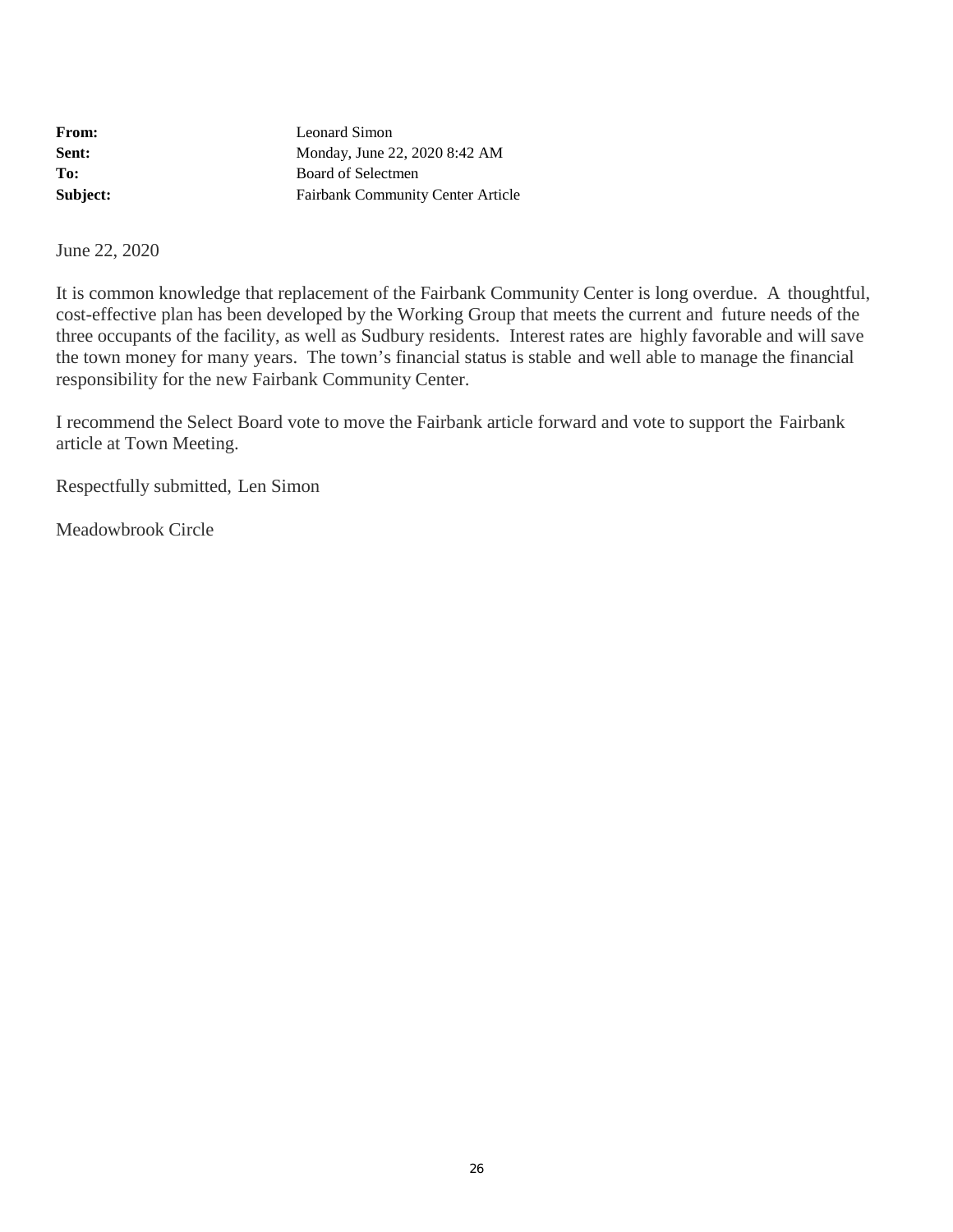**From:** Leonard Simon
**Sent:** Monday, June 22, 2020 8:42 AM
**To:** Board of Selectmen
**Subject:** Fairbank Community Center Article

June 22, 2020

It is common knowledge that replacement of the Fairbank Community Center is long overdue. A thoughtful, cost-effective plan has been developed by the Working Group that meets the current and future needs of the three occupants of the facility, as well as Sudbury residents. Interest rates are highly favorable and will save the town money for many years. The town's financial status is stable and well able to manage the financial responsibility for the new Fairbank Community Center.

I recommend the Select Board vote to move the Fairbank article forward and vote to support the Fairbank article at Town Meeting.

Respectfully submitted, Len Simon

Meadowbrook Circle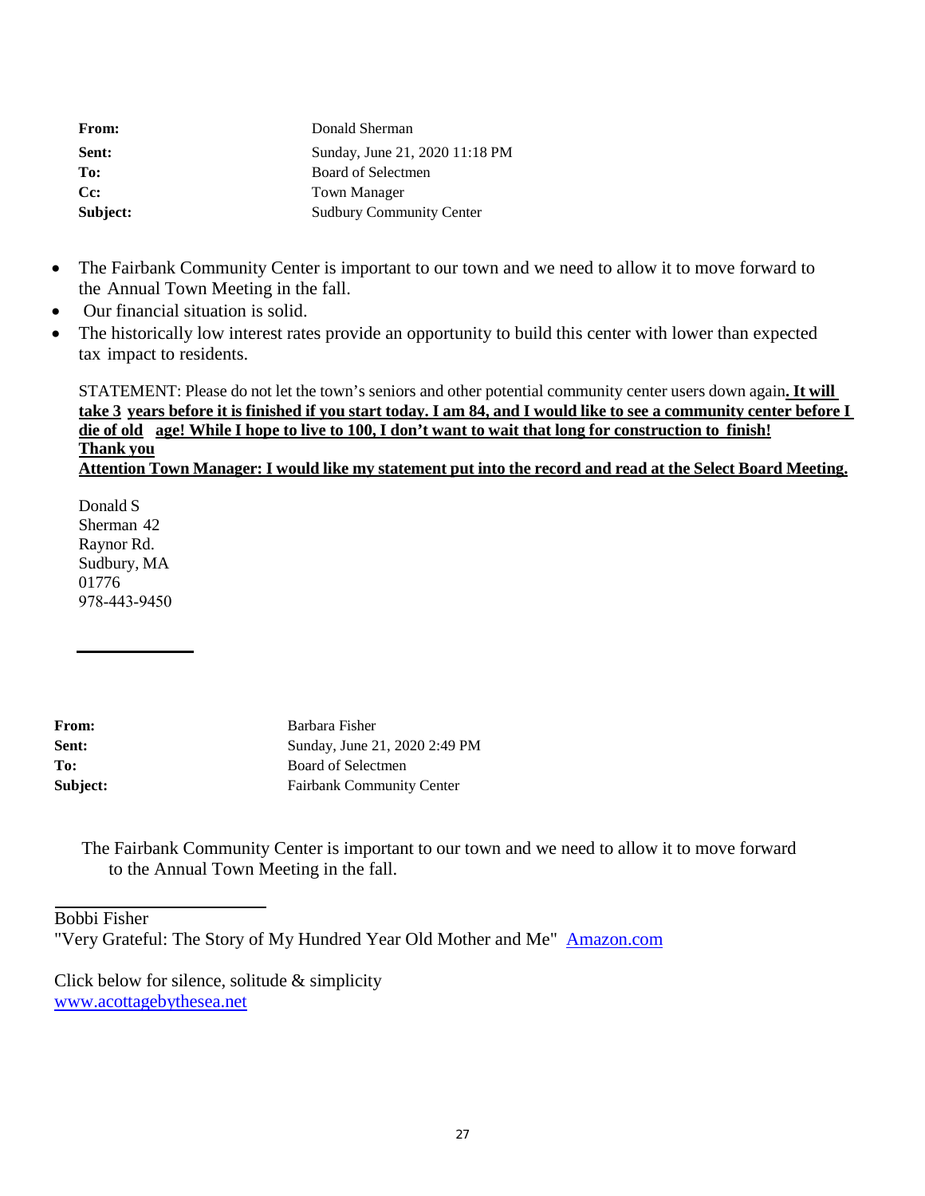| | |
|---|---|
| **From:** | Donald Sherman |
| **Sent:** | Sunday, June 21, 2020 11:18 PM |
| **To:** | Board of Selectmen |
| **Cc:** | Town Manager |
| **Subject:** | Sudbury Community Center |

- The Fairbank Community Center is important to our town and we need to allow it to move forward to the Annual Town Meeting in the fall.
- Our financial situation is solid.
- The historically low interest rates provide an opportunity to build this center with lower than expected tax impact to residents.

STATEMENT: Please do not let the town's seniors and other potential community center users down again**. It will take 3 years before it is finished if you start today. I am 84, and I would like to see a community center before I die of old age! While I hope to live to 100, I don't want to wait that long for construction to finish!**
**Thank you**
**Attention Town Manager: I would like my statement put into the record and read at the Select Board Meeting.**

Donald S Sherman
42 Raynor Rd.
Sudbury, MA
01776
978-443-9450

---

| | |
|---|---|
| **From:** | Barbara Fisher |
| **Sent:** | Sunday, June 21, 2020 2:49 PM |
| **To:** | Board of Selectmen |
| **Subject:** | Fairbank Community Center |

The Fairbank Community Center is important to our town and we need to allow it to move forward to the Annual Town Meeting in the fall.

---

Bobbi Fisher
"Very Grateful: The Story of My Hundred Year Old Mother and Me" [Amazon.com]

Click below for silence, solitude & simplicity
[www.acottagebythesea.net]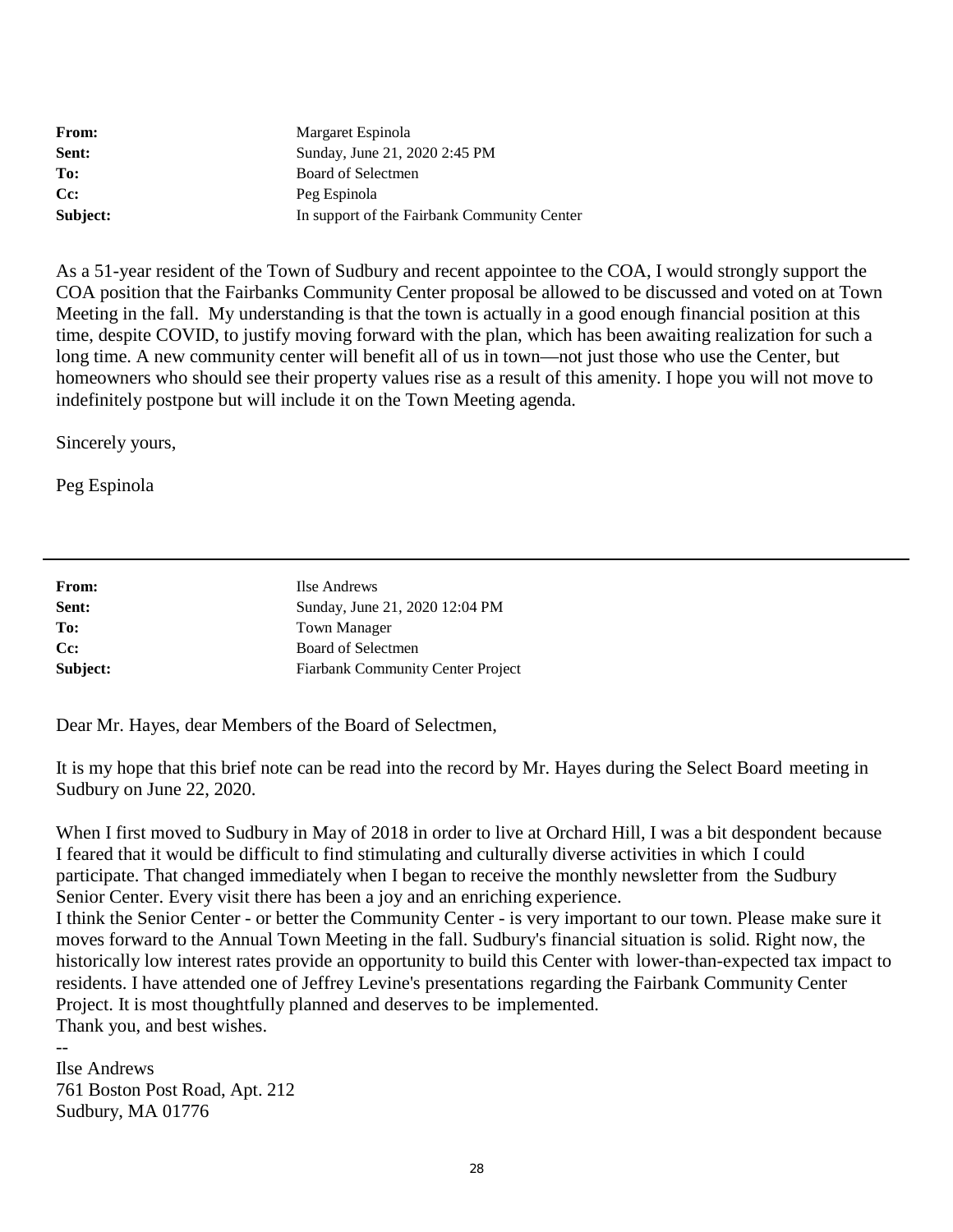**From:** Margaret Espinola
**Sent:** Sunday, June 21, 2020 2:45 PM
**To:** Board of Selectmen
**Cc:** Peg Espinola
**Subject:** In support of the Fairbank Community Center

As a 51-year resident of the Town of Sudbury and recent appointee to the COA, I would strongly support the COA position that the Fairbanks Community Center proposal be allowed to be discussed and voted on at Town Meeting in the fall. My understanding is that the town is actually in a good enough financial position at this time, despite COVID, to justify moving forward with the plan, which has been awaiting realization for such a long time. A new community center will benefit all of us in town—not just those who use the Center, but homeowners who should see their property values rise as a result of this amenity. I hope you will not move to indefinitely postpone but will include it on the Town Meeting agenda.

Sincerely yours,

Peg Espinola

---

**From:** Ilse Andrews
**Sent:** Sunday, June 21, 2020 12:04 PM
**To:** Town Manager
**Cc:** Board of Selectmen
**Subject:** Fiarbank Community Center Project

Dear Mr. Hayes, dear Members of the Board of Selectmen,

It is my hope that this brief note can be read into the record by Mr. Hayes during the Select Board meeting in Sudbury on June 22, 2020.

When I first moved to Sudbury in May of 2018 in order to live at Orchard Hill, I was a bit despondent because I feared that it would be difficult to find stimulating and culturally diverse activities in which I could participate. That changed immediately when I began to receive the monthly newsletter from the Sudbury Senior Center. Every visit there has been a joy and an enriching experience.
I think the Senior Center - or better the Community Center - is very important to our town. Please make sure it moves forward to the Annual Town Meeting in the fall. Sudbury's financial situation is solid. Right now, the historically low interest rates provide an opportunity to build this Center with lower-than-expected tax impact to residents. I have attended one of Jeffrey Levine's presentations regarding the Fairbank Community Center Project. It is most thoughtfully planned and deserves to be implemented.
Thank you, and best wishes.

--
Ilse Andrews
761 Boston Post Road, Apt. 212
Sudbury, MA 01776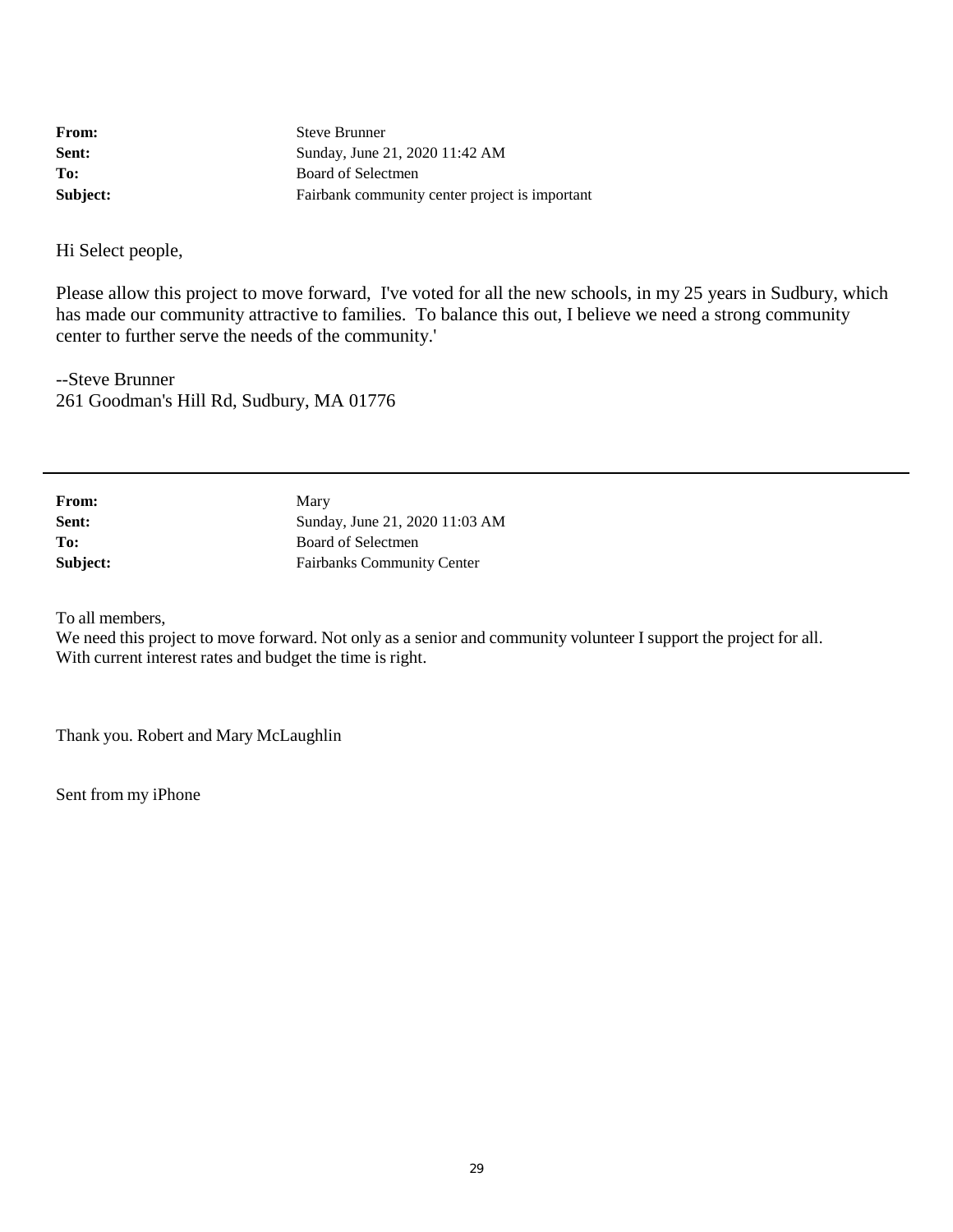|  |  |
| --- | --- |
| **From:** | Steve Brunner |
| **Sent:** | Sunday, June 21, 2020 11:42 AM |
| **To:** | Board of Selectmen |
| **Subject:** | Fairbank community center project is important |

Hi Select people,

Please allow this project to move forward, I've voted for all the new schools, in my 25 years in Sudbury, which has made our community attractive to families. To balance this out, I believe we need a strong community center to further serve the needs of the community.'

--Steve Brunner
261 Goodman's Hill Rd, Sudbury, MA 01776

---

|  |  |
| --- | --- |
| **From:** | Mary |
| **Sent:** | Sunday, June 21, 2020 11:03 AM |
| **To:** | Board of Selectmen |
| **Subject:** | Fairbanks Community Center |

To all members,
We need this project to move forward. Not only as a senior and community volunteer I support the project for all.
With current interest rates and budget the time is right.

Thank you. Robert and Mary McLaughlin

Sent from my iPhone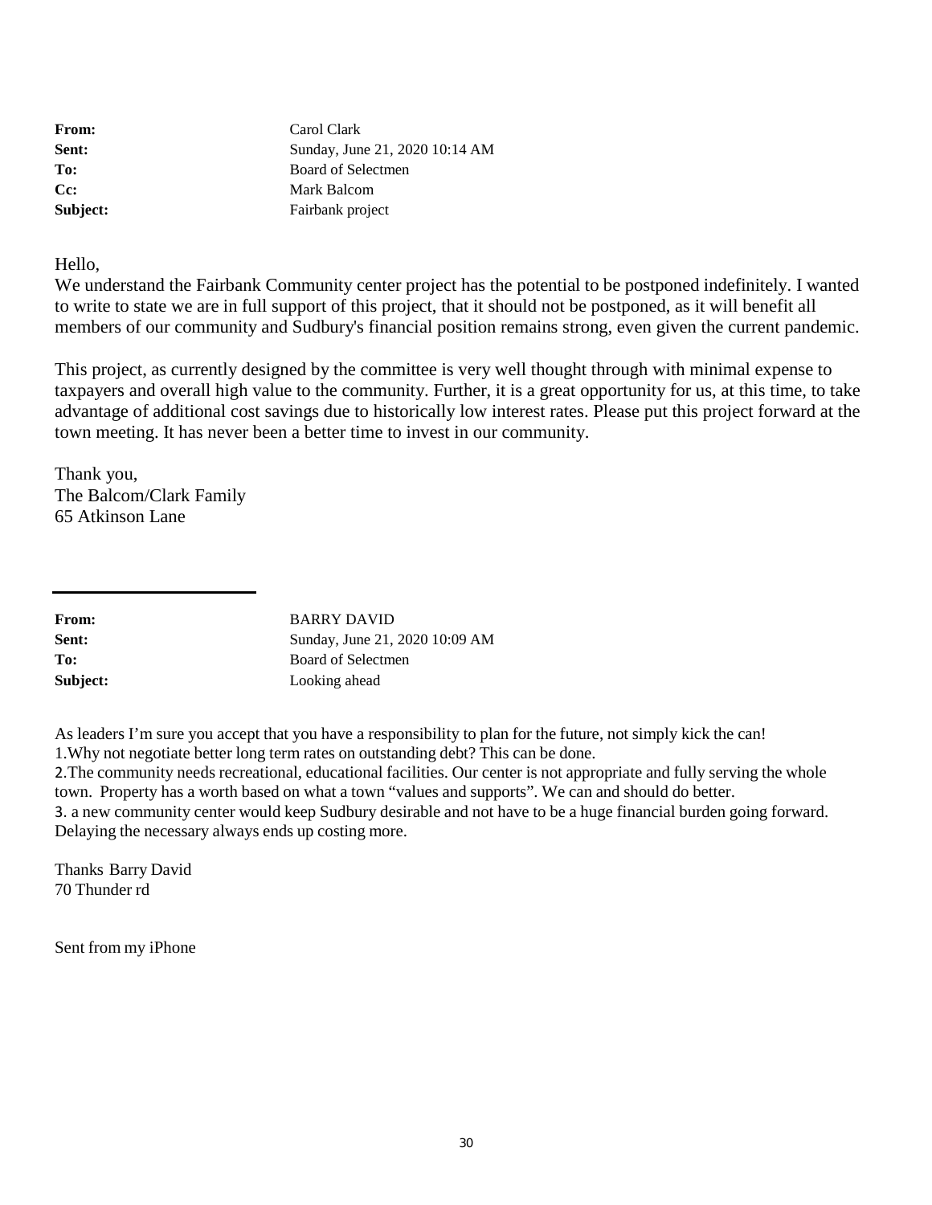**From:** Carol Clark
**Sent:** Sunday, June 21, 2020 10:14 AM
**To:** Board of Selectmen
**Cc:** Mark Balcom
**Subject:** Fairbank project

Hello,

We understand the Fairbank Community center project has the potential to be postponed indefinitely. I wanted to write to state we are in full support of this project, that it should not be postponed, as it will benefit all members of our community and Sudbury's financial position remains strong, even given the current pandemic.

This project, as currently designed by the committee is very well thought through with minimal expense to taxpayers and overall high value to the community. Further, it is a great opportunity for us, at this time, to take advantage of additional cost savings due to historically low interest rates. Please put this project forward at the town meeting. It has never been a better time to invest in our community.

Thank you,
The Balcom/Clark Family
65 Atkinson Lane

---

**From:** BARRY DAVID
**Sent:** Sunday, June 21, 2020 10:09 AM
**To:** Board of Selectmen
**Subject:** Looking ahead

As leaders I'm sure you accept that you have a responsibility to plan for the future, not simply kick the can!
1.Why not negotiate better long term rates on outstanding debt? This can be done.
2.The community needs recreational, educational facilities. Our center is not appropriate and fully serving the whole town. Property has a worth based on what a town "values and supports". We can and should do better.
3. a new community center would keep Sudbury desirable and not have to be a huge financial burden going forward. Delaying the necessary always ends up costing more.

Thanks Barry David
70 Thunder rd

Sent from my iPhone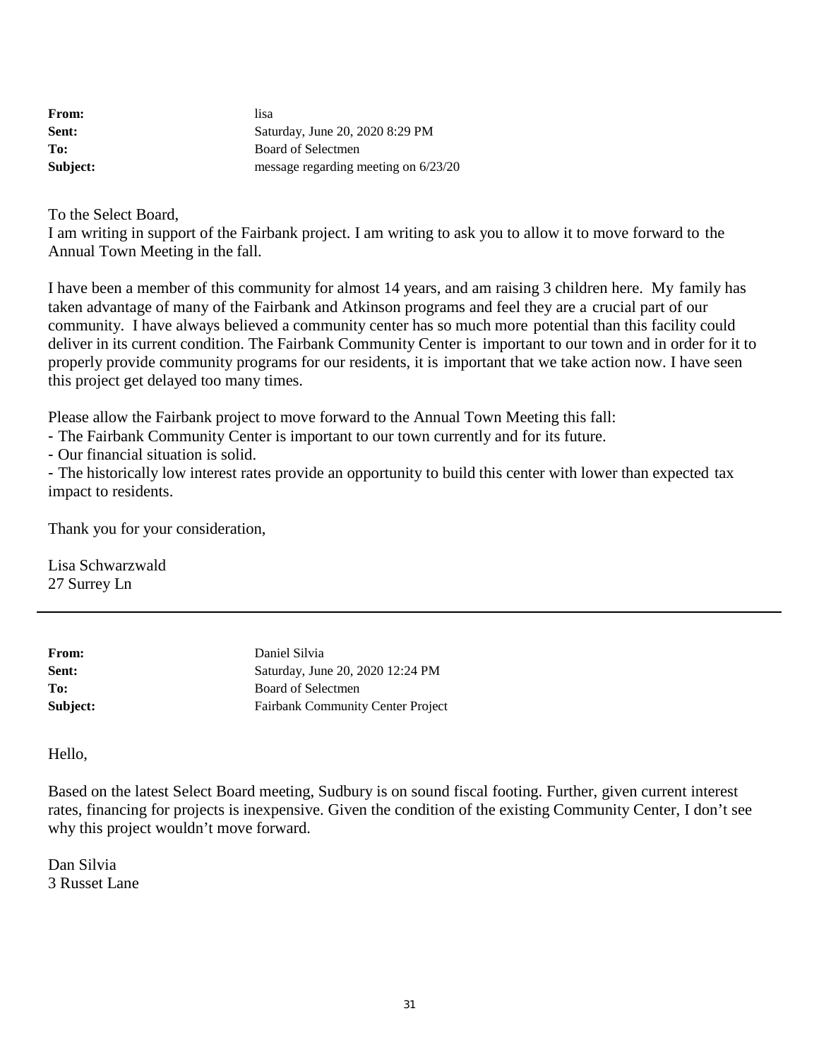**From:** lisa
**Sent:** Saturday, June 20, 2020 8:29 PM
**To:** Board of Selectmen
**Subject:** message regarding meeting on 6/23/20

To the Select Board,
I am writing in support of the Fairbank project. I am writing to ask you to allow it to move forward to the Annual Town Meeting in the fall.

I have been a member of this community for almost 14 years, and am raising 3 children here. My family has taken advantage of many of the Fairbank and Atkinson programs and feel they are a crucial part of our community. I have always believed a community center has so much more potential than this facility could deliver in its current condition. The Fairbank Community Center is important to our town and in order for it to properly provide community programs for our residents, it is important that we take action now. I have seen this project get delayed too many times.

Please allow the Fairbank project to move forward to the Annual Town Meeting this fall:
- The Fairbank Community Center is important to our town currently and for its future.
- Our financial situation is solid.
- The historically low interest rates provide an opportunity to build this center with lower than expected tax impact to residents.

Thank you for your consideration,

Lisa Schwarzwald
27 Surrey Ln

---

**From:** Daniel Silvia
**Sent:** Saturday, June 20, 2020 12:24 PM
**To:** Board of Selectmen
**Subject:** Fairbank Community Center Project

Hello,

Based on the latest Select Board meeting, Sudbury is on sound fiscal footing. Further, given current interest rates, financing for projects is inexpensive. Given the condition of the existing Community Center, I don't see why this project wouldn't move forward.

Dan Silvia
3 Russet Lane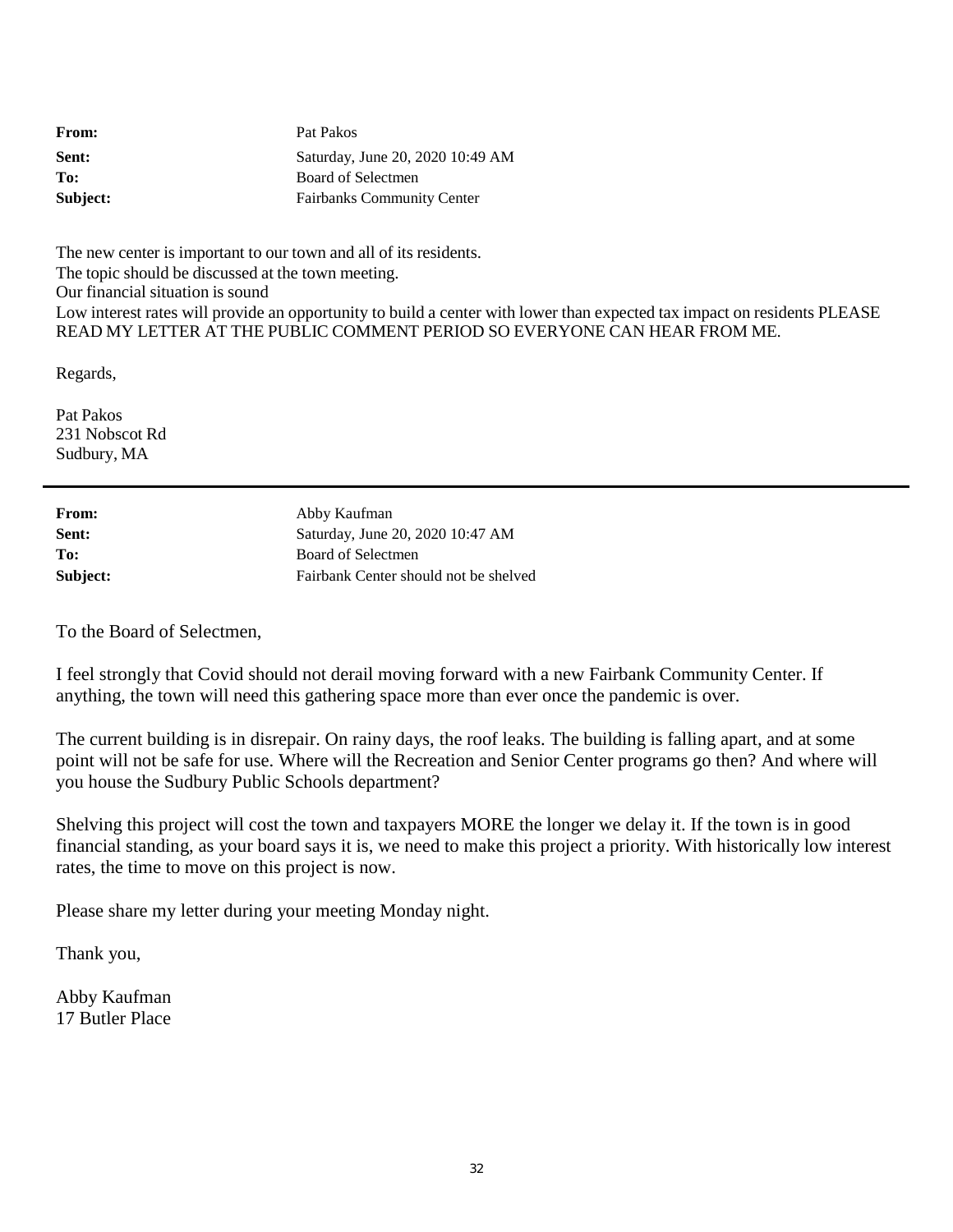| | |
|---|---|
| **From:** | Pat Pakos |
| **Sent:** | Saturday, June 20, 2020 10:49 AM |
| **To:** | Board of Selectmen |
| **Subject:** | Fairbanks Community Center |

The new center is important to our town and all of its residents.
The topic should be discussed at the town meeting.
Our financial situation is sound
Low interest rates will provide an opportunity to build a center with lower than expected tax impact on residents PLEASE READ MY LETTER AT THE PUBLIC COMMENT PERIOD SO EVERYONE CAN HEAR FROM ME.

Regards,

Pat Pakos
231 Nobscot Rd
Sudbury, MA

---

| | |
|---|---|
| **From:** | Abby Kaufman |
| **Sent:** | Saturday, June 20, 2020 10:47 AM |
| **To:** | Board of Selectmen |
| **Subject:** | Fairbank Center should not be shelved |

To the Board of Selectmen,

I feel strongly that Covid should not derail moving forward with a new Fairbank Community Center. If anything, the town will need this gathering space more than ever once the pandemic is over.

The current building is in disrepair. On rainy days, the roof leaks. The building is falling apart, and at some point will not be safe for use. Where will the Recreation and Senior Center programs go then? And where will you house the Sudbury Public Schools department?

Shelving this project will cost the town and taxpayers MORE the longer we delay it. If the town is in good financial standing, as your board says it is, we need to make this project a priority. With historically low interest rates, the time to move on this project is now.

Please share my letter during your meeting Monday night.

Thank you,

Abby Kaufman
17 Butler Place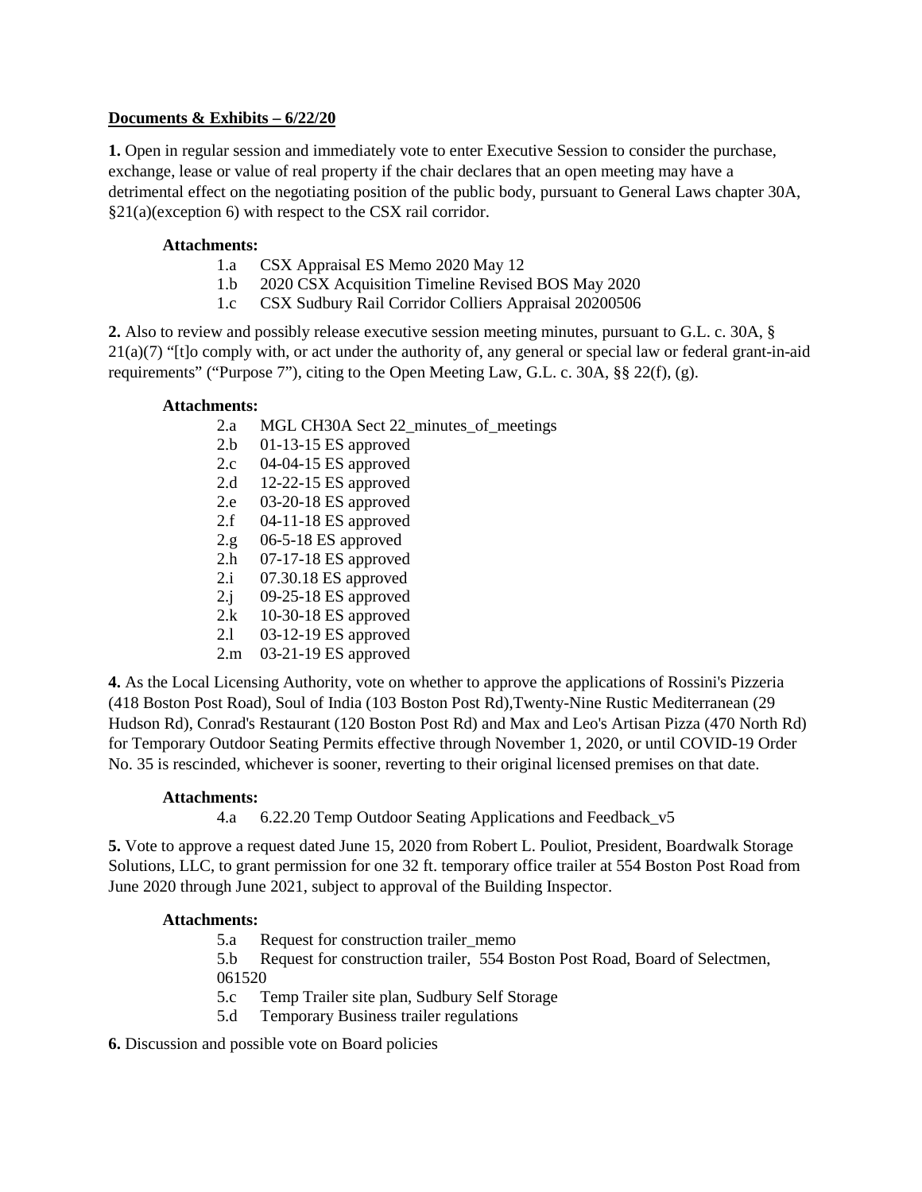**Documents & Exhibits – 6/22/20**

**1.** Open in regular session and immediately vote to enter Executive Session to consider the purchase, exchange, lease or value of real property if the chair declares that an open meeting may have a detrimental effect on the negotiating position of the public body, pursuant to General Laws chapter 30A, §21(a)(exception 6) with respect to the CSX rail corridor.

**Attachments:**

- 1.a CSX Appraisal ES Memo 2020 May 12
- 1.b 2020 CSX Acquisition Timeline Revised BOS May 2020
- 1.c CSX Sudbury Rail Corridor Colliers Appraisal 20200506

**2.** Also to review and possibly release executive session meeting minutes, pursuant to G.L. c. 30A, § 21(a)(7) "[t]o comply with, or act under the authority of, any general or special law or federal grant-in-aid requirements" ("Purpose 7"), citing to the Open Meeting Law, G.L. c. 30A, §§ 22(f), (g).

**Attachments:**

- 2.a MGL CH30A Sect 22_minutes_of_meetings
- 2.b 01-13-15 ES approved
- 2.c 04-04-15 ES approved
- 2.d 12-22-15 ES approved
- 2.e 03-20-18 ES approved
- 2.f 04-11-18 ES approved
- 2.g 06-5-18 ES approved
- 2.h 07-17-18 ES approved
- 2.i 07.30.18 ES approved
- 2.j 09-25-18 ES approved
- 2.k 10-30-18 ES approved
- 2.l 03-12-19 ES approved
- 2.m 03-21-19 ES approved

**4.** As the Local Licensing Authority, vote on whether to approve the applications of Rossini's Pizzeria (418 Boston Post Road), Soul of India (103 Boston Post Rd),Twenty-Nine Rustic Mediterranean (29 Hudson Rd), Conrad's Restaurant (120 Boston Post Rd) and Max and Leo's Artisan Pizza (470 North Rd) for Temporary Outdoor Seating Permits effective through November 1, 2020, or until COVID-19 Order No. 35 is rescinded, whichever is sooner, reverting to their original licensed premises on that date.

**Attachments:**

- 4.a 6.22.20 Temp Outdoor Seating Applications and Feedback_v5

**5.** Vote to approve a request dated June 15, 2020 from Robert L. Pouliot, President, Boardwalk Storage Solutions, LLC, to grant permission for one 32 ft. temporary office trailer at 554 Boston Post Road from June 2020 through June 2021, subject to approval of the Building Inspector.

**Attachments:**

- 5.a Request for construction trailer_memo
- 5.b Request for construction trailer, 554 Boston Post Road, Board of Selectmen, 061520
- 5.c Temp Trailer site plan, Sudbury Self Storage
- 5.d Temporary Business trailer regulations

**6.** Discussion and possible vote on Board policies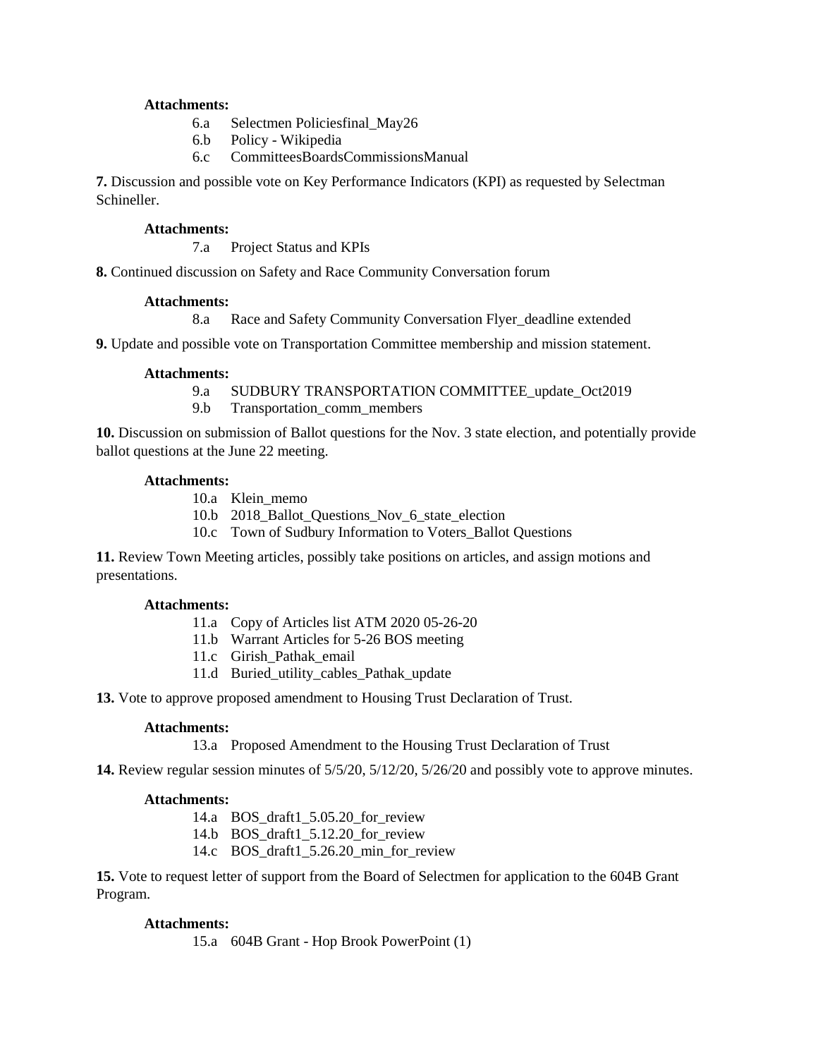**Attachments:**

6.a Selectmen Policiesfinal_May26
6.b Policy - Wikipedia
6.c CommitteesBoardsCommissionsManual

**7.** Discussion and possible vote on Key Performance Indicators (KPI) as requested by Selectman Schineller.

**Attachments:**

7.a Project Status and KPIs

**8.** Continued discussion on Safety and Race Community Conversation forum

**Attachments:**

8.a Race and Safety Community Conversation Flyer_deadline extended

**9.** Update and possible vote on Transportation Committee membership and mission statement.

**Attachments:**

9.a SUDBURY TRANSPORTATION COMMITTEE_update_Oct2019
9.b Transportation_comm_members

**10.** Discussion on submission of Ballot questions for the Nov. 3 state election, and potentially provide ballot questions at the June 22 meeting.

**Attachments:**

10.a Klein_memo
10.b 2018_Ballot_Questions_Nov_6_state_election
10.c Town of Sudbury Information to Voters_Ballot Questions

**11.** Review Town Meeting articles, possibly take positions on articles, and assign motions and presentations.

**Attachments:**

11.a Copy of Articles list ATM 2020 05-26-20
11.b Warrant Articles for 5-26 BOS meeting
11.c Girish_Pathak_email
11.d Buried_utility_cables_Pathak_update

**13.** Vote to approve proposed amendment to Housing Trust Declaration of Trust.

**Attachments:**

13.a Proposed Amendment to the Housing Trust Declaration of Trust

**14.** Review regular session minutes of 5/5/20, 5/12/20, 5/26/20 and possibly vote to approve minutes.

**Attachments:**

14.a BOS_draft1_5.05.20_for_review
14.b BOS_draft1_5.12.20_for_review
14.c BOS_draft1_5.26.20_min_for_review

**15.** Vote to request letter of support from the Board of Selectmen for application to the 604B Grant Program.

**Attachments:**

15.a 604B Grant - Hop Brook PowerPoint (1)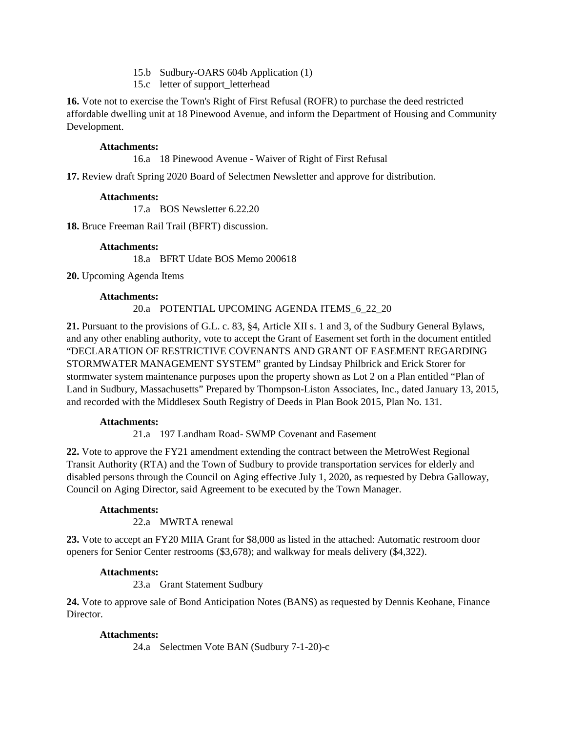15.b Sudbury-OARS 604b Application (1)

15.c letter of support_letterhead

**16.** Vote not to exercise the Town's Right of First Refusal (ROFR) to purchase the deed restricted affordable dwelling unit at 18 Pinewood Avenue, and inform the Department of Housing and Community Development.

**Attachments:**

16.a 18 Pinewood Avenue - Waiver of Right of First Refusal

**17.** Review draft Spring 2020 Board of Selectmen Newsletter and approve for distribution.

**Attachments:**

17.a BOS Newsletter 6.22.20

**18.** Bruce Freeman Rail Trail (BFRT) discussion.

**Attachments:**

18.a BFRT Udate BOS Memo 200618

**20.** Upcoming Agenda Items

**Attachments:**

20.a POTENTIAL UPCOMING AGENDA ITEMS_6_22_20

**21.** Pursuant to the provisions of G.L. c. 83, §4, Article XII s. 1 and 3, of the Sudbury General Bylaws, and any other enabling authority, vote to accept the Grant of Easement set forth in the document entitled "DECLARATION OF RESTRICTIVE COVENANTS AND GRANT OF EASEMENT REGARDING STORMWATER MANAGEMENT SYSTEM" granted by Lindsay Philbrick and Erick Storer for stormwater system maintenance purposes upon the property shown as Lot 2 on a Plan entitled "Plan of Land in Sudbury, Massachusetts" Prepared by Thompson-Liston Associates, Inc., dated January 13, 2015, and recorded with the Middlesex South Registry of Deeds in Plan Book 2015, Plan No. 131.

**Attachments:**

21.a 197 Landham Road- SWMP Covenant and Easement

**22.** Vote to approve the FY21 amendment extending the contract between the MetroWest Regional Transit Authority (RTA) and the Town of Sudbury to provide transportation services for elderly and disabled persons through the Council on Aging effective July 1, 2020, as requested by Debra Galloway, Council on Aging Director, said Agreement to be executed by the Town Manager.

**Attachments:**

22.a MWRTA renewal

**23.** Vote to accept an FY20 MIIA Grant for $8,000 as listed in the attached: Automatic restroom door openers for Senior Center restrooms ($3,678); and walkway for meals delivery ($4,322).

**Attachments:**

23.a Grant Statement Sudbury

**24.** Vote to approve sale of Bond Anticipation Notes (BANS) as requested by Dennis Keohane, Finance Director.

**Attachments:**

24.a Selectmen Vote BAN (Sudbury 7-1-20)-c